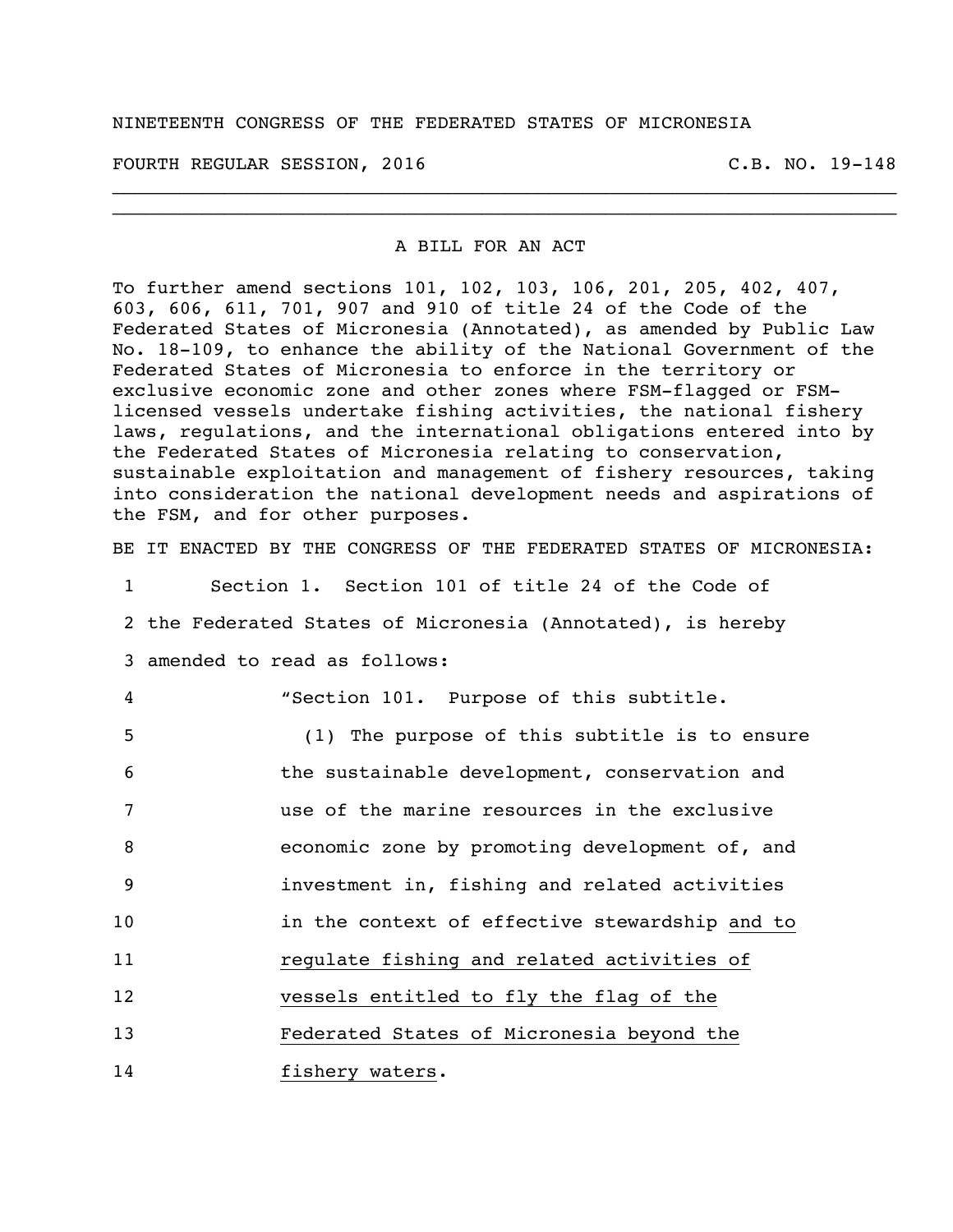NINETEENTH CONGRESS OF THE FEDERATED STATES OF MICRONESIA

FOURTH REGULAR SESSION, 2016 C.B. NO. 19-148

---

A BILL FOR AN ACT

To further amend sections 101, 102, 103, 106, 201, 205, 402, 407, 603, 606, 611, 701, 907 and 910 of title 24 of the Code of the Federated States of Micronesia (Annotated), as amended by Public Law No. 18-109, to enhance the ability of the National Government of the Federated States of Micronesia to enforce in the territory or exclusive economic zone and other zones where FSM-flagged or FSM-licensed vessels undertake fishing activities, the national fishery laws, regulations, and the international obligations entered into by the Federated States of Micronesia relating to conservation, sustainable exploitation and management of fishery resources, taking into consideration the national development needs and aspirations of the FSM, and for other purposes.

BE IT ENACTED BY THE CONGRESS OF THE FEDERATED STATES OF MICRONESIA:

1 Section 1. Section 101 of title 24 of the Code of
2 the Federated States of Micronesia (Annotated), is hereby
3 amended to read as follows:
4 "Section 101. Purpose of this subtitle.
5 (1) The purpose of this subtitle is to ensure
6 the sustainable development, conservation and
7 use of the marine resources in the exclusive
8 economic zone by promoting development of, and
9 investment in, fishing and related activities
10 in the context of effective stewardship <u>and to</u>
11 <u>regulate fishing and related activities of</u>
12 <u>vessels entitled to fly the flag of the</u>
13 <u>Federated States of Micronesia beyond the</u>
14 <u>fishery waters</u>.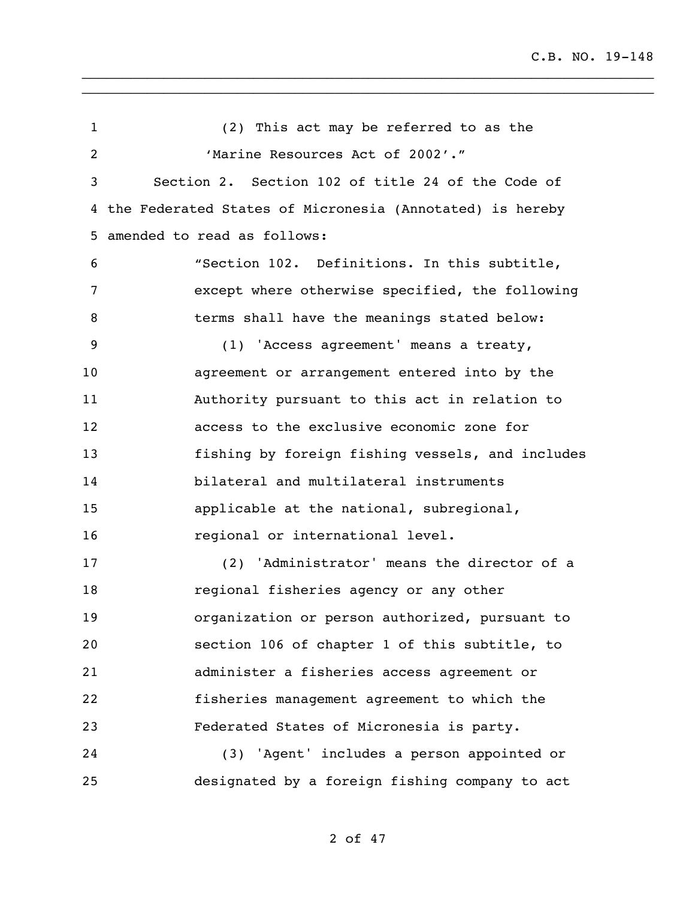(2) This act may be referred to as the 'Marine Resources Act of 2002'."

Section 2. Section 102 of title 24 of the Code of the Federated States of Micronesia (Annotated) is hereby amended to read as follows:

"Section 102. Definitions. In this subtitle, except where otherwise specified, the following terms shall have the meanings stated below:

(1) 'Access agreement' means a treaty, agreement or arrangement entered into by the Authority pursuant to this act in relation to access to the exclusive economic zone for fishing by foreign fishing vessels, and includes bilateral and multilateral instruments applicable at the national, subregional, regional or international level.

(2) 'Administrator' means the director of a regional fisheries agency or any other organization or person authorized, pursuant to section 106 of chapter 1 of this subtitle, to administer a fisheries access agreement or fisheries management agreement to which the Federated States of Micronesia is party.

(3) 'Agent' includes a person appointed or designated by a foreign fishing company to act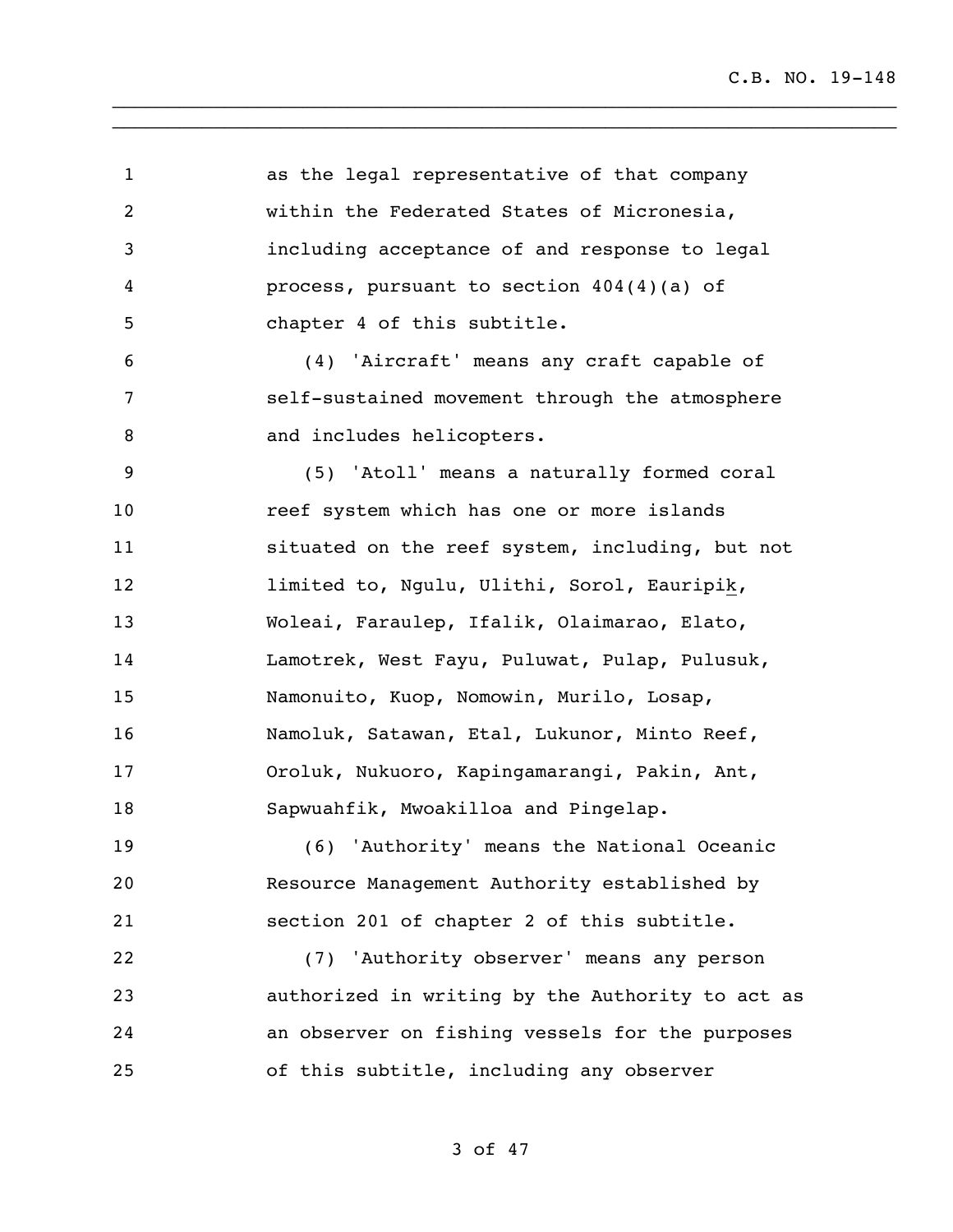as the legal representative of that company within the Federated States of Micronesia, including acceptance of and response to legal process, pursuant to section 404(4)(a) of chapter 4 of this subtitle.

(4) 'Aircraft' means any craft capable of self-sustained movement through the atmosphere and includes helicopters.

(5) 'Atoll' means a naturally formed coral reef system which has one or more islands situated on the reef system, including, but not limited to, Ngulu, Ulithi, Sorol, Eauripik, Woleai, Faraulep, Ifalik, Olaimarao, Elato, Lamotrek, West Fayu, Puluwat, Pulap, Pulusuk, Namonuito, Kuop, Nomowin, Murilo, Losap, Namoluk, Satawan, Etal, Lukunor, Minto Reef, Oroluk, Nukuoro, Kapingamarangi, Pakin, Ant, Sapwuahfik, Mwoakilloa and Pingelap.

(6) 'Authority' means the National Oceanic Resource Management Authority established by section 201 of chapter 2 of this subtitle.

(7) 'Authority observer' means any person authorized in writing by the Authority to act as an observer on fishing vessels for the purposes of this subtitle, including any observer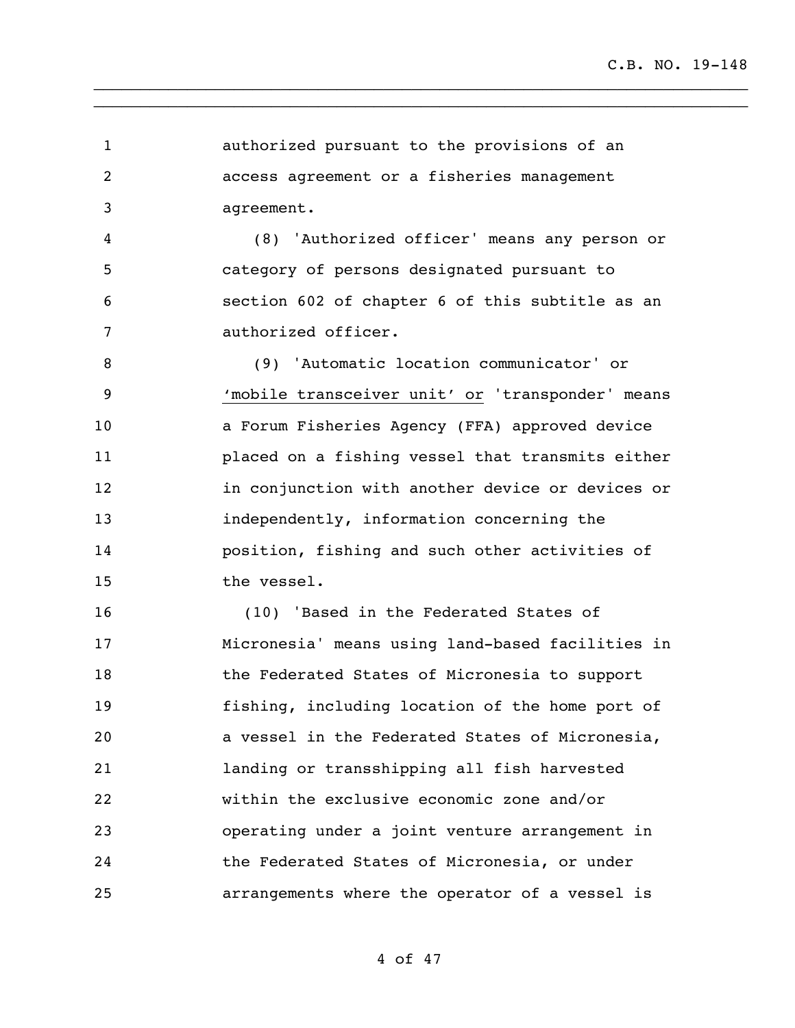authorized pursuant to the provisions of an access agreement or a fisheries management agreement.

(8) 'Authorized officer' means any person or category of persons designated pursuant to section 602 of chapter 6 of this subtitle as an authorized officer.

(9) 'Automatic location communicator' or <u>'mobile transceiver unit' or</u> 'transponder' means a Forum Fisheries Agency (FFA) approved device placed on a fishing vessel that transmits either in conjunction with another device or devices or independently, information concerning the position, fishing and such other activities of the vessel.

(10) 'Based in the Federated States of Micronesia' means using land-based facilities in the Federated States of Micronesia to support fishing, including location of the home port of a vessel in the Federated States of Micronesia, landing or transshipping all fish harvested within the exclusive economic zone and/or operating under a joint venture arrangement in the Federated States of Micronesia, or under arrangements where the operator of a vessel is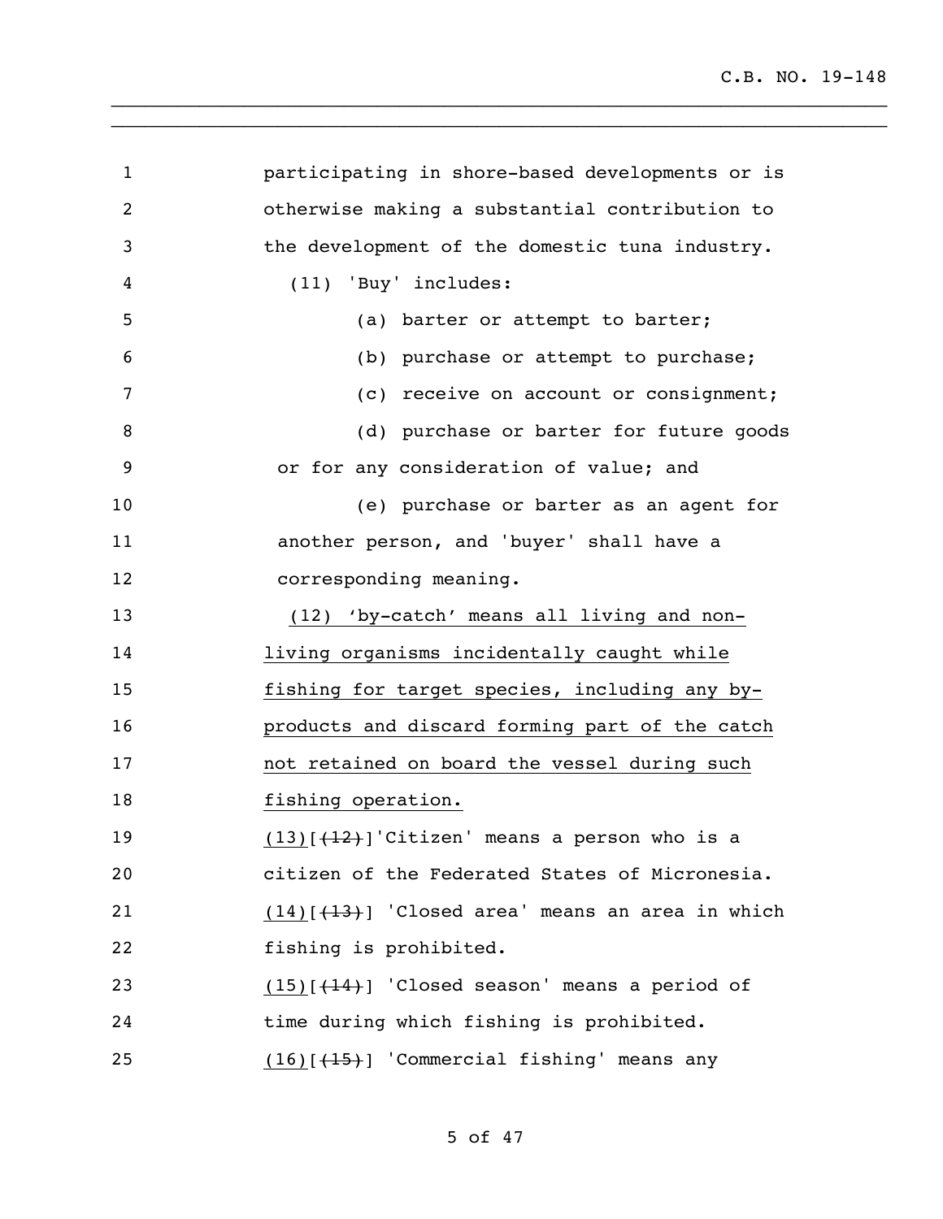participating in shore-based developments or is otherwise making a substantial contribution to the development of the domestic tuna industry.

(11) 'Buy' includes:

(a) barter or attempt to barter;

(b) purchase or attempt to purchase;

(c) receive on account or consignment;

(d) purchase or barter for future goods or for any consideration of value; and

(e) purchase or barter as an agent for another person, and 'buyer' shall have a corresponding meaning.

<u>(12) 'by-catch' means all living and non-living organisms incidentally caught while fishing for target species, including any by-products and discard forming part of the catch not retained on board the vessel during such fishing operation.</u>

<u>(13)</u>[~~(12)~~]'Citizen' means a person who is a citizen of the Federated States of Micronesia.

<u>(14)</u>[~~(13)~~] 'Closed area' means an area in which fishing is prohibited.

<u>(15)</u>[~~(14)~~] 'Closed season' means a period of time during which fishing is prohibited.

<u>(16)</u>[~~(15)~~] 'Commercial fishing' means any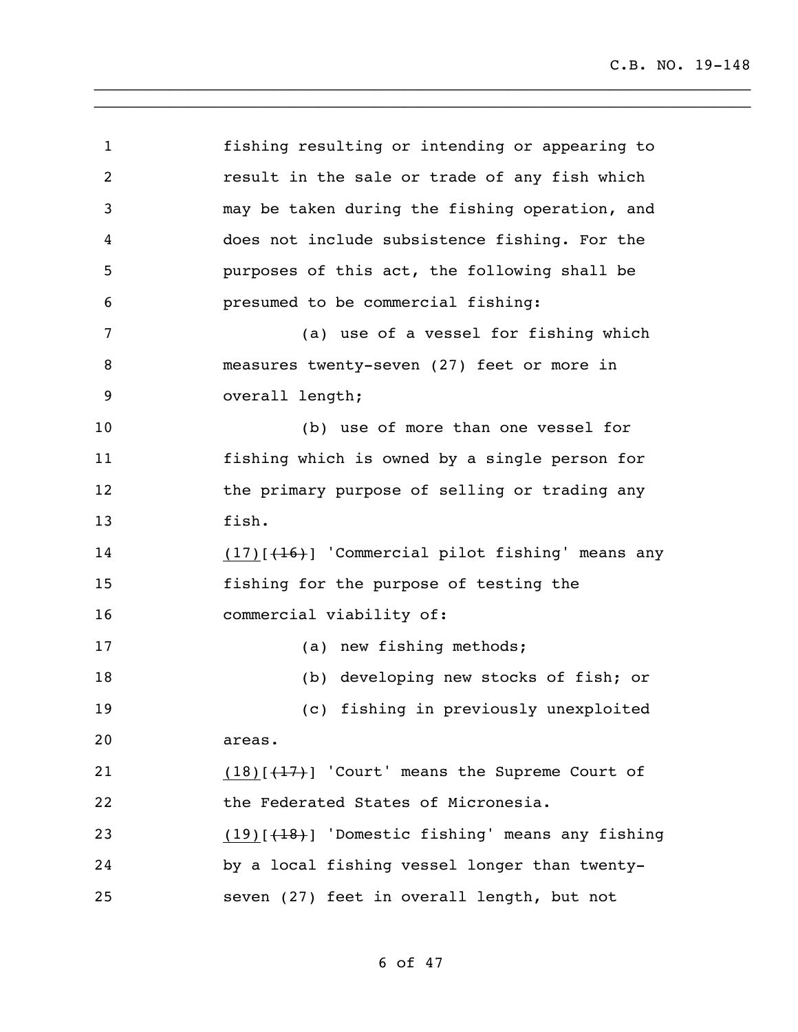fishing resulting or intending or appearing to result in the sale or trade of any fish which may be taken during the fishing operation, and does not include subsistence fishing. For the purposes of this act, the following shall be presumed to be commercial fishing:

(a) use of a vessel for fishing which measures twenty-seven (27) feet or more in overall length;

(b) use of more than one vessel for fishing which is owned by a single person for the primary purpose of selling or trading any fish.

<u>(17)</u>[~~(16)~~] 'Commercial pilot fishing' means any fishing for the purpose of testing the commercial viability of:

(a) new fishing methods;

(b) developing new stocks of fish; or

(c) fishing in previously unexploited areas.

<u>(18)</u>[~~(17)~~] 'Court' means the Supreme Court of the Federated States of Micronesia.

<u>(19)</u>[~~(18)~~] 'Domestic fishing' means any fishing by a local fishing vessel longer than twenty-seven (27) feet in overall length, but not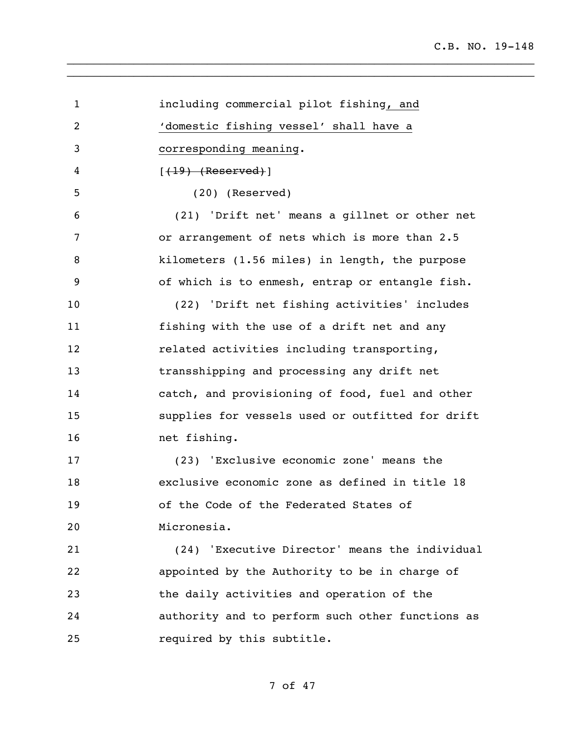including commercial pilot fishing, and 'domestic fishing vessel' shall have a corresponding meaning.

[~~(19) (Reserved)~~]

(20) (Reserved)

(21) 'Drift net' means a gillnet or other net or arrangement of nets which is more than 2.5 kilometers (1.56 miles) in length, the purpose of which is to enmesh, entrap or entangle fish.

(22) 'Drift net fishing activities' includes fishing with the use of a drift net and any related activities including transporting, transshipping and processing any drift net catch, and provisioning of food, fuel and other supplies for vessels used or outfitted for drift net fishing.

(23) 'Exclusive economic zone' means the exclusive economic zone as defined in title 18 of the Code of the Federated States of Micronesia.

(24) 'Executive Director' means the individual appointed by the Authority to be in charge of the daily activities and operation of the authority and to perform such other functions as required by this subtitle.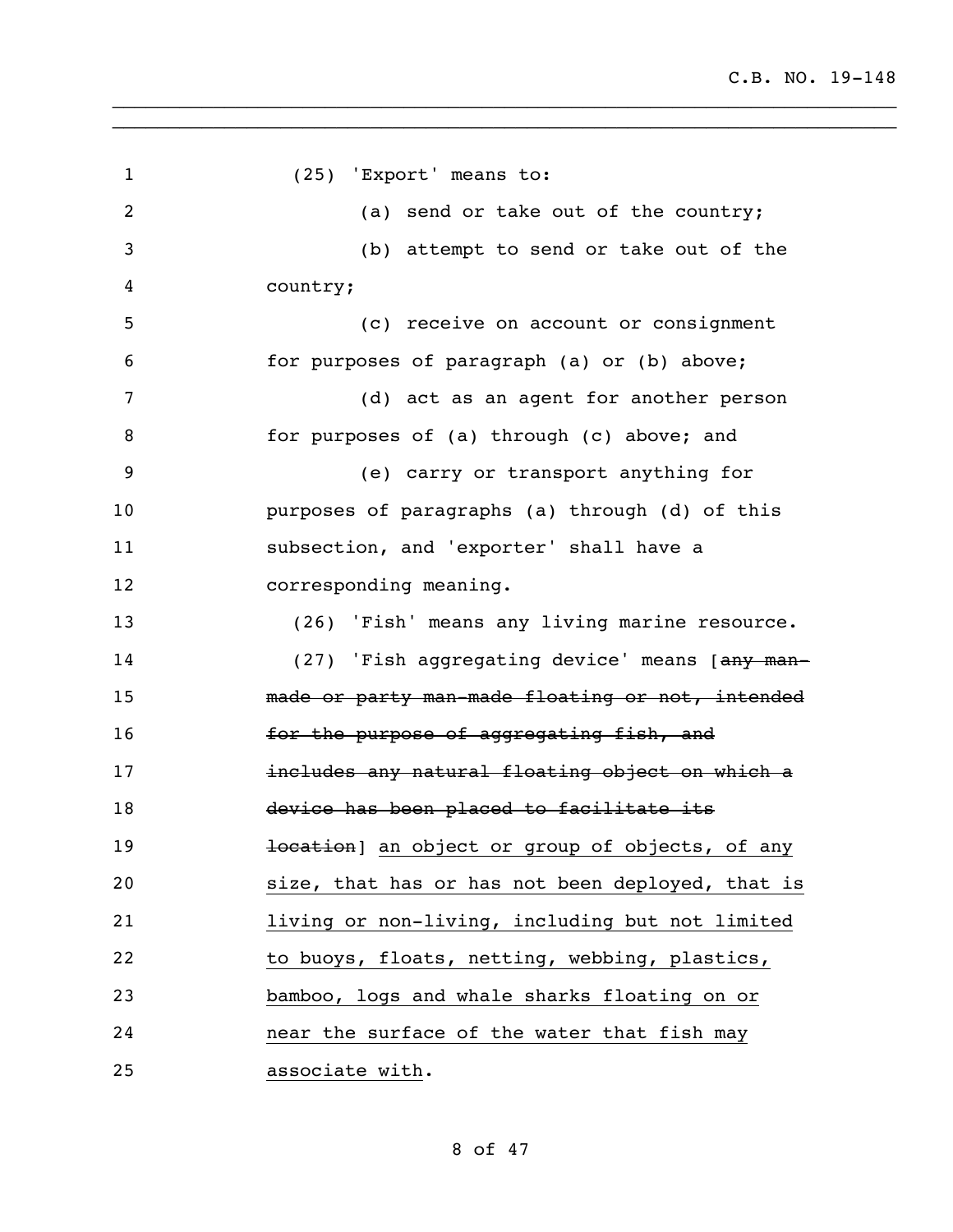(25) 'Export' means to:

(a) send or take out of the country;

(b) attempt to send or take out of the country;

(c) receive on account or consignment for purposes of paragraph (a) or (b) above;

(d) act as an agent for another person for purposes of (a) through (c) above; and

(e) carry or transport anything for purposes of paragraphs (a) through (d) of this subsection, and 'exporter' shall have a corresponding meaning.

(26) 'Fish' means any living marine resource.

(27) 'Fish aggregating device' means [~~any man-made or party man-made floating or not, intended for the purpose of aggregating fish, and includes any natural floating object on which a device has been placed to facilitate its location~~] <u>an object or group of objects, of any size, that has or has not been deployed, that is living or non-living, including but not limited to buoys, floats, netting, webbing, plastics, bamboo, logs and whale sharks floating on or near the surface of the water that fish may associate with</u>.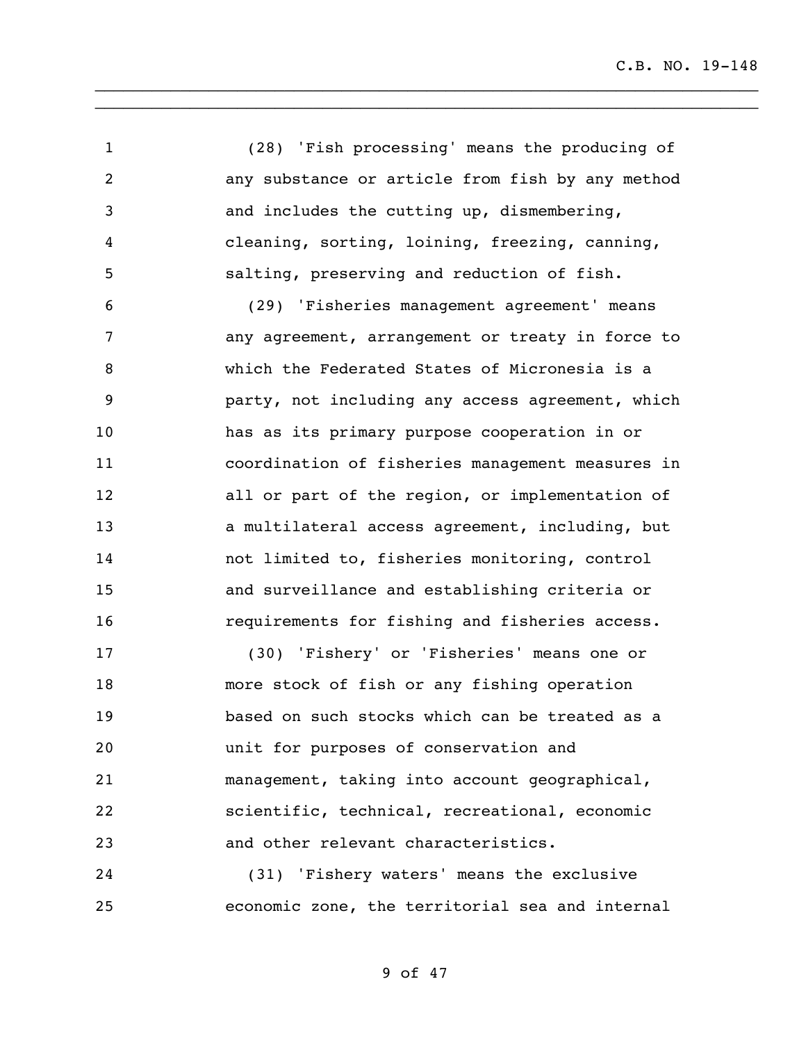(28) 'Fish processing' means the producing of any substance or article from fish by any method and includes the cutting up, dismembering, cleaning, sorting, loining, freezing, canning, salting, preserving and reduction of fish.

(29) 'Fisheries management agreement' means any agreement, arrangement or treaty in force to which the Federated States of Micronesia is a party, not including any access agreement, which has as its primary purpose cooperation in or coordination of fisheries management measures in all or part of the region, or implementation of a multilateral access agreement, including, but not limited to, fisheries monitoring, control and surveillance and establishing criteria or requirements for fishing and fisheries access.

(30) 'Fishery' or 'Fisheries' means one or more stock of fish or any fishing operation based on such stocks which can be treated as a unit for purposes of conservation and management, taking into account geographical, scientific, technical, recreational, economic and other relevant characteristics.

(31) 'Fishery waters' means the exclusive economic zone, the territorial sea and internal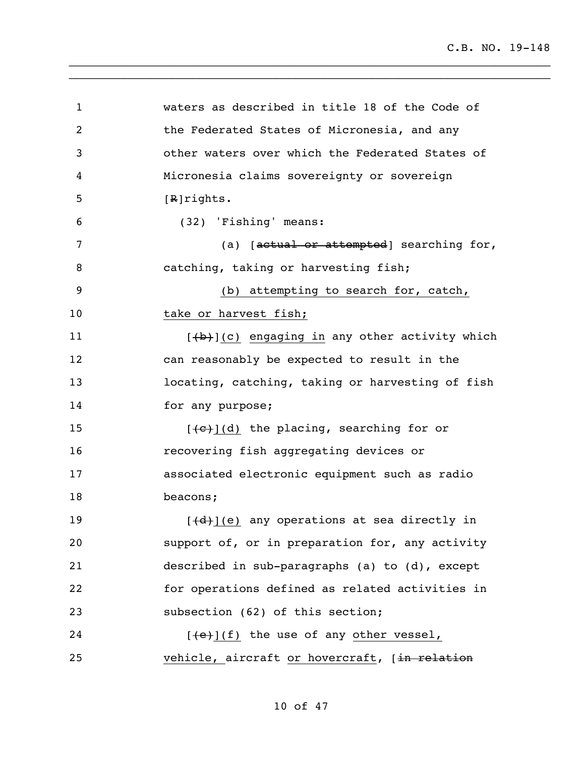waters as described in title 18 of the Code of the Federated States of Micronesia, and any other waters over which the Federated States of Micronesia claims sovereignty or sovereign [~~R~~]rights.

(32) 'Fishing' means:

(a) [~~actual or attempted~~] searching for, catching, taking or harvesting fish;

<u>(b) attempting to search for, catch, take or harvest fish;</u>

[~~(b)~~]<u>(c)</u> <u>engaging in</u> any other activity which can reasonably be expected to result in the locating, catching, taking or harvesting of fish for any purpose;

[~~(c)~~]<u>(d)</u> the placing, searching for or recovering fish aggregating devices or associated electronic equipment such as radio beacons;

[~~(d)~~]<u>(e)</u> any operations at sea directly in support of, or in preparation for, any activity described in sub-paragraphs (a) to (d), except for operations defined as related activities in subsection (62) of this section;

[~~(e)~~]<u>(f)</u> the use of any <u>other vessel, vehicle,</u> aircraft <u>or hovercraft</u>, [~~in relation~~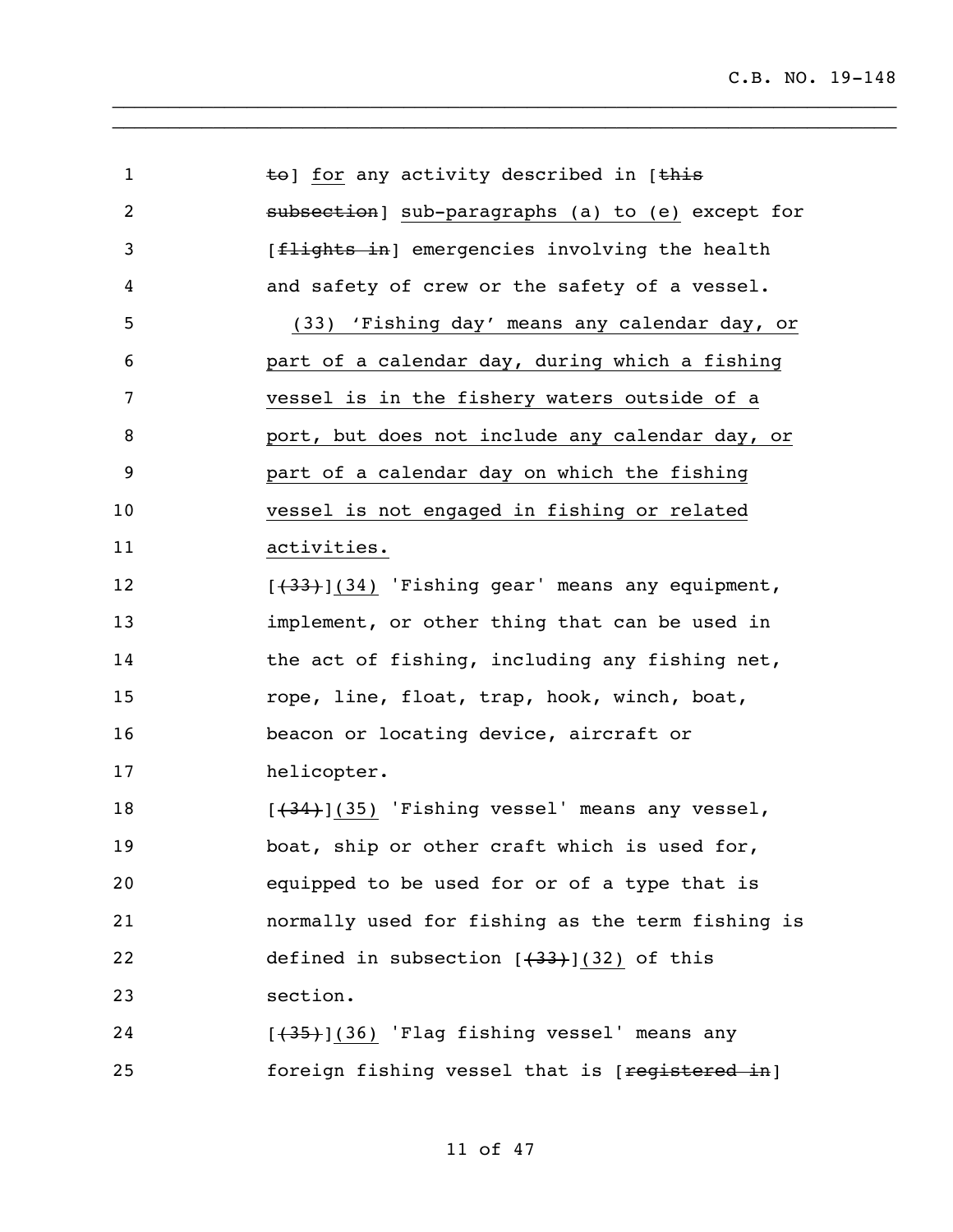~~to~~] for any activity described in [~~this subsection~~] sub-paragraphs (a) to (e) except for [~~flights in~~] emergencies involving the health and safety of crew or the safety of a vessel.

(33) 'Fishing day' means any calendar day, or part of a calendar day, during which a fishing vessel is in the fishery waters outside of a port, but does not include any calendar day, or part of a calendar day on which the fishing vessel is not engaged in fishing or related activities.

[~~(33)~~](34) 'Fishing gear' means any equipment, implement, or other thing that can be used in the act of fishing, including any fishing net, rope, line, float, trap, hook, winch, boat, beacon or locating device, aircraft or helicopter.

[~~(34)~~](35) 'Fishing vessel' means any vessel, boat, ship or other craft which is used for, equipped to be used for or of a type that is normally used for fishing as the term fishing is defined in subsection [~~(33)~~](32) of this section.

[~~(35)~~](36) 'Flag fishing vessel' means any foreign fishing vessel that is [~~registered in~~]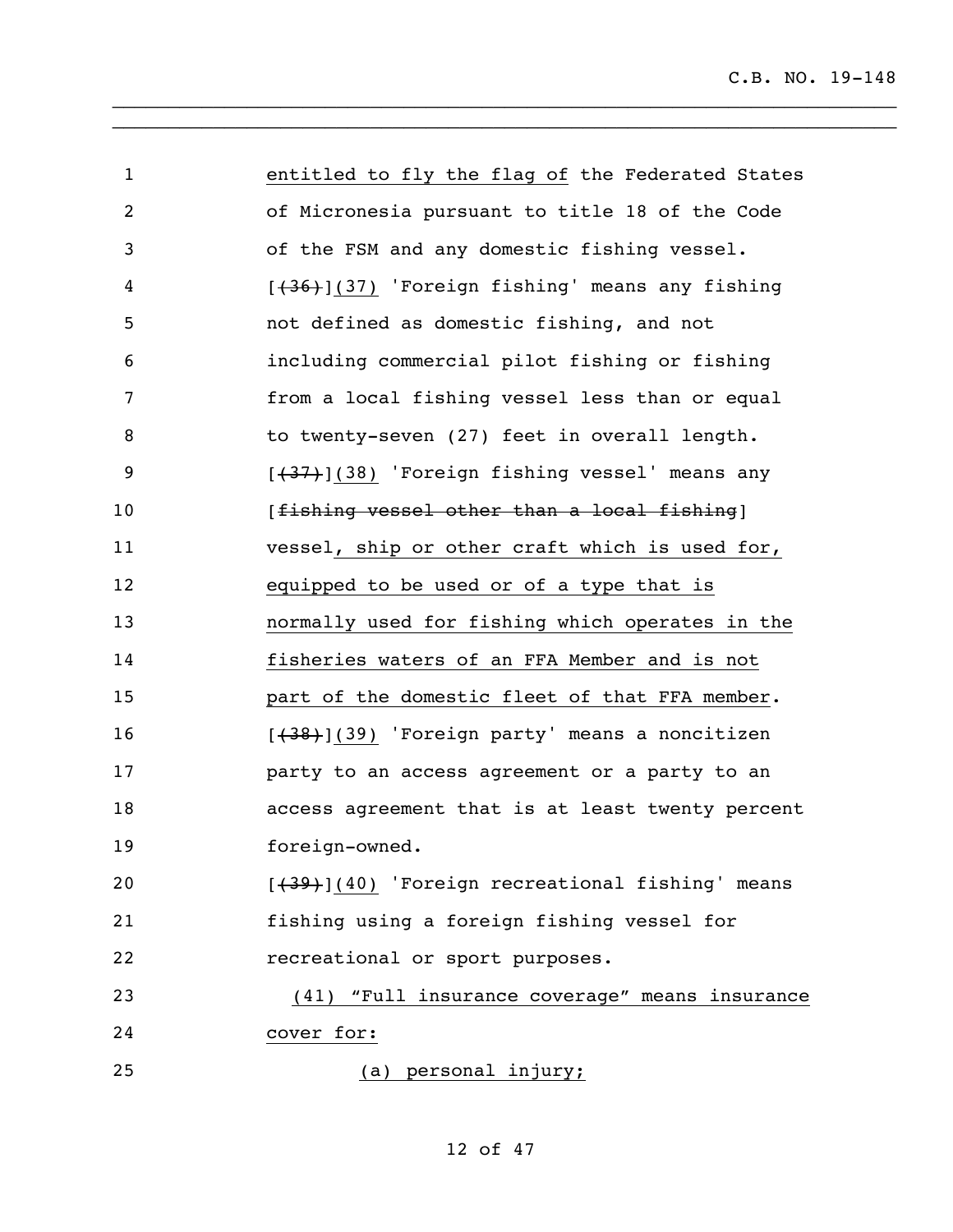entitled to fly the flag of the Federated States of Micronesia pursuant to title 18 of the Code of the FSM and any domestic fishing vessel.

[~~(36)~~](37) 'Foreign fishing' means any fishing not defined as domestic fishing, and not including commercial pilot fishing or fishing from a local fishing vessel less than or equal to twenty-seven (27) feet in overall length.

[~~(37)~~](38) 'Foreign fishing vessel' means any [~~fishing vessel other than a local fishing~~] vessel, ship or other craft which is used for, equipped to be used or of a type that is normally used for fishing which operates in the fisheries waters of an FFA Member and is not part of the domestic fleet of that FFA member.

[~~(38)~~](39) 'Foreign party' means a noncitizen party to an access agreement or a party to an access agreement that is at least twenty percent foreign-owned.

[~~(39)~~](40) 'Foreign recreational fishing' means fishing using a foreign fishing vessel for recreational or sport purposes.

(41) "Full insurance coverage" means insurance cover for:

(a) personal injury;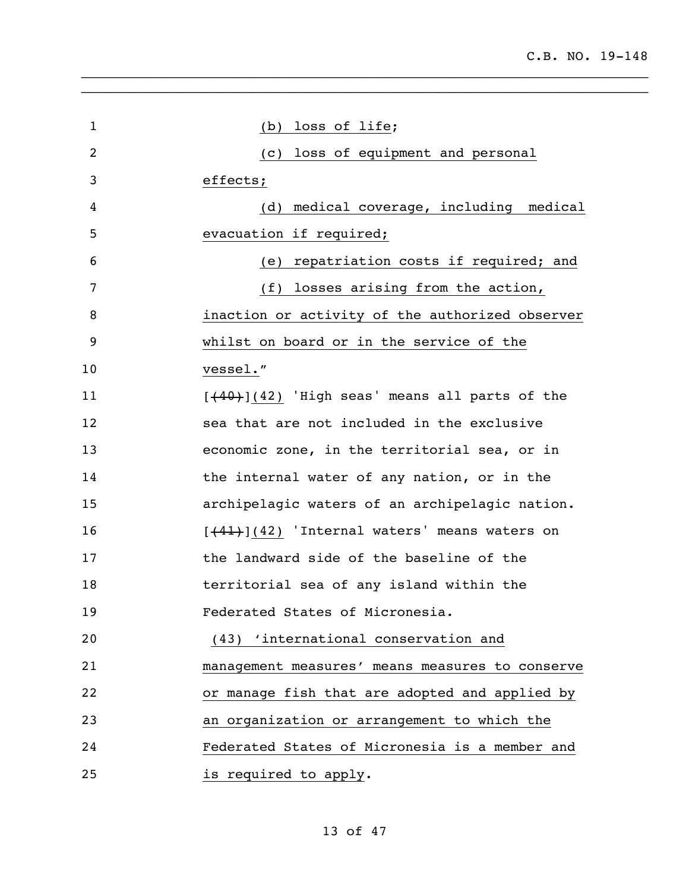(b) loss of life;

(c) loss of equipment and personal effects;

(d) medical coverage, including medical evacuation if required;

(e) repatriation costs if required; and

(f) losses arising from the action, inaction or activity of the authorized observer whilst on board or in the service of the vessel."

[~~(40)~~](42) 'High seas' means all parts of the sea that are not included in the exclusive economic zone, in the territorial sea, or in the internal water of any nation, or in the archipelagic waters of an archipelagic nation.

[~~(41)~~](42) 'Internal waters' means waters on the landward side of the baseline of the territorial sea of any island within the Federated States of Micronesia.

(43) 'international conservation and management measures' means measures to conserve or manage fish that are adopted and applied by an organization or arrangement to which the Federated States of Micronesia is a member and is required to apply.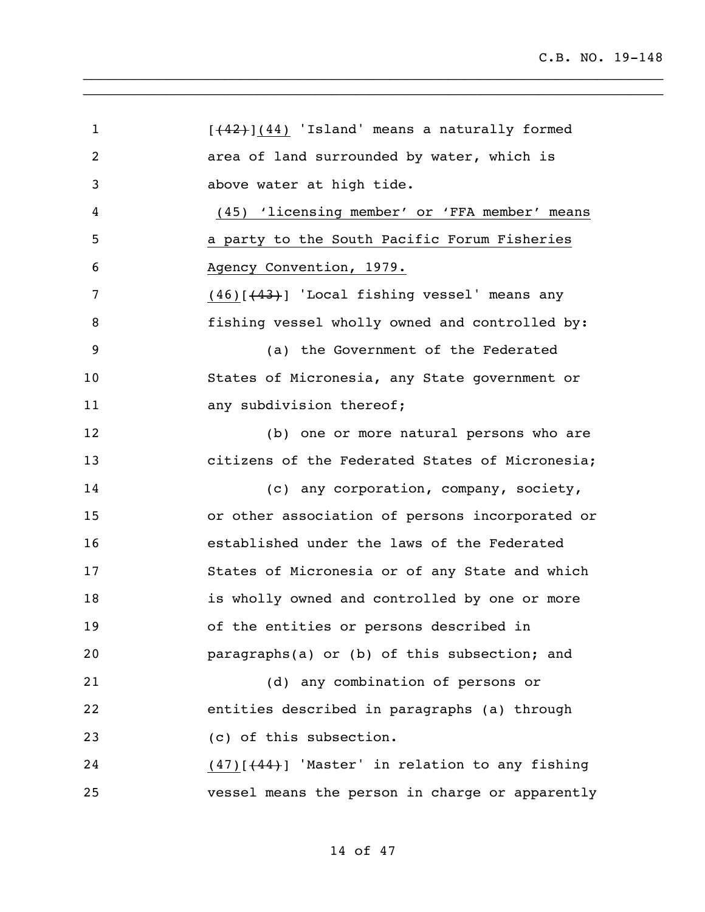[~~(42)~~]<u>(44)</u> 'Island' means a naturally formed area of land surrounded by water, which is above water at high tide.

<u>(45) 'licensing member' or 'FFA member' means a party to the South Pacific Forum Fisheries Agency Convention, 1979.</u>

<u>(46)</u>[~~(43)~~] 'Local fishing vessel' means any fishing vessel wholly owned and controlled by:

(a) the Government of the Federated States of Micronesia, any State government or any subdivision thereof;

(b) one or more natural persons who are citizens of the Federated States of Micronesia;

(c) any corporation, company, society, or other association of persons incorporated or established under the laws of the Federated States of Micronesia or of any State and which is wholly owned and controlled by one or more of the entities or persons described in paragraphs(a) or (b) of this subsection; and

(d) any combination of persons or entities described in paragraphs (a) through (c) of this subsection.

<u>(47)</u>[~~(44)~~] 'Master' in relation to any fishing vessel means the person in charge or apparently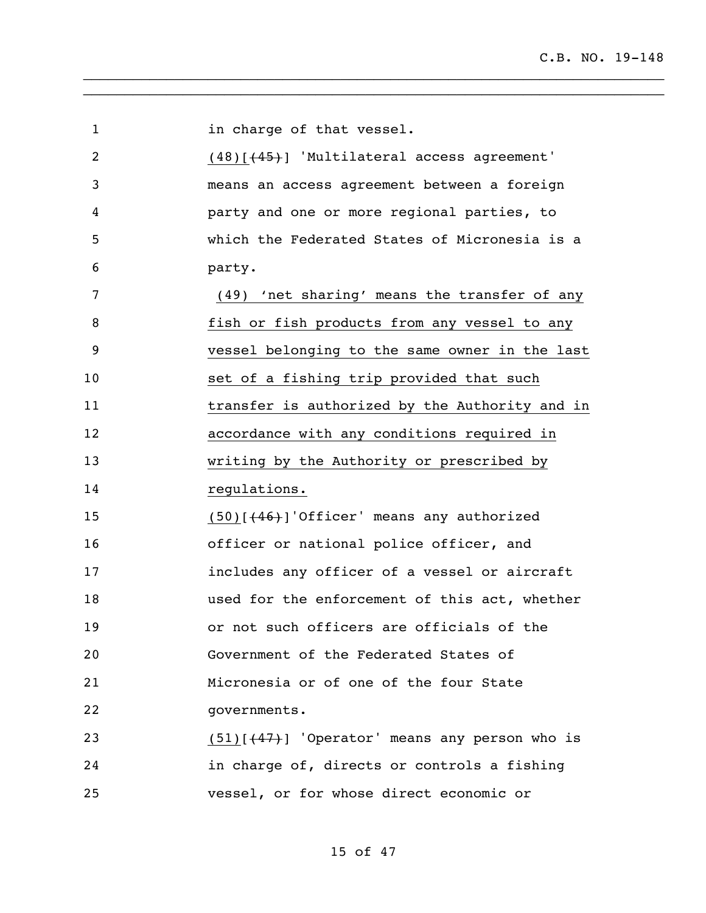in charge of that vessel.

(48)[(45)] 'Multilateral access agreement' means an access agreement between a foreign party and one or more regional parties, to which the Federated States of Micronesia is a party.

(49) 'net sharing' means the transfer of any fish or fish products from any vessel to any vessel belonging to the same owner in the last set of a fishing trip provided that such transfer is authorized by the Authority and in accordance with any conditions required in writing by the Authority or prescribed by regulations.

(50)[(46)]'Officer' means any authorized officer or national police officer, and includes any officer of a vessel or aircraft used for the enforcement of this act, whether or not such officers are officials of the Government of the Federated States of Micronesia or of one of the four State governments.

(51)[(47)] 'Operator' means any person who is in charge of, directs or controls a fishing vessel, or for whose direct economic or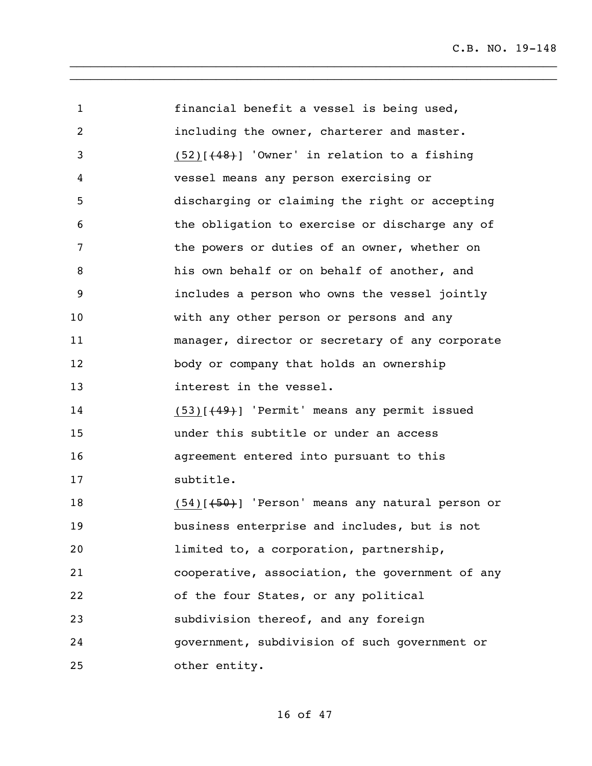financial benefit a vessel is being used, including the owner, charterer and master.

(52)[~~(48)~~] 'Owner' in relation to a fishing vessel means any person exercising or discharging or claiming the right or accepting the obligation to exercise or discharge any of the powers or duties of an owner, whether on his own behalf or on behalf of another, and includes a person who owns the vessel jointly with any other person or persons and any manager, director or secretary of any corporate body or company that holds an ownership interest in the vessel.

(53)[~~(49)~~] 'Permit' means any permit issued under this subtitle or under an access agreement entered into pursuant to this subtitle.

(54)[~~(50)~~] 'Person' means any natural person or business enterprise and includes, but is not limited to, a corporation, partnership, cooperative, association, the government of any of the four States, or any political subdivision thereof, and any foreign government, subdivision of such government or other entity.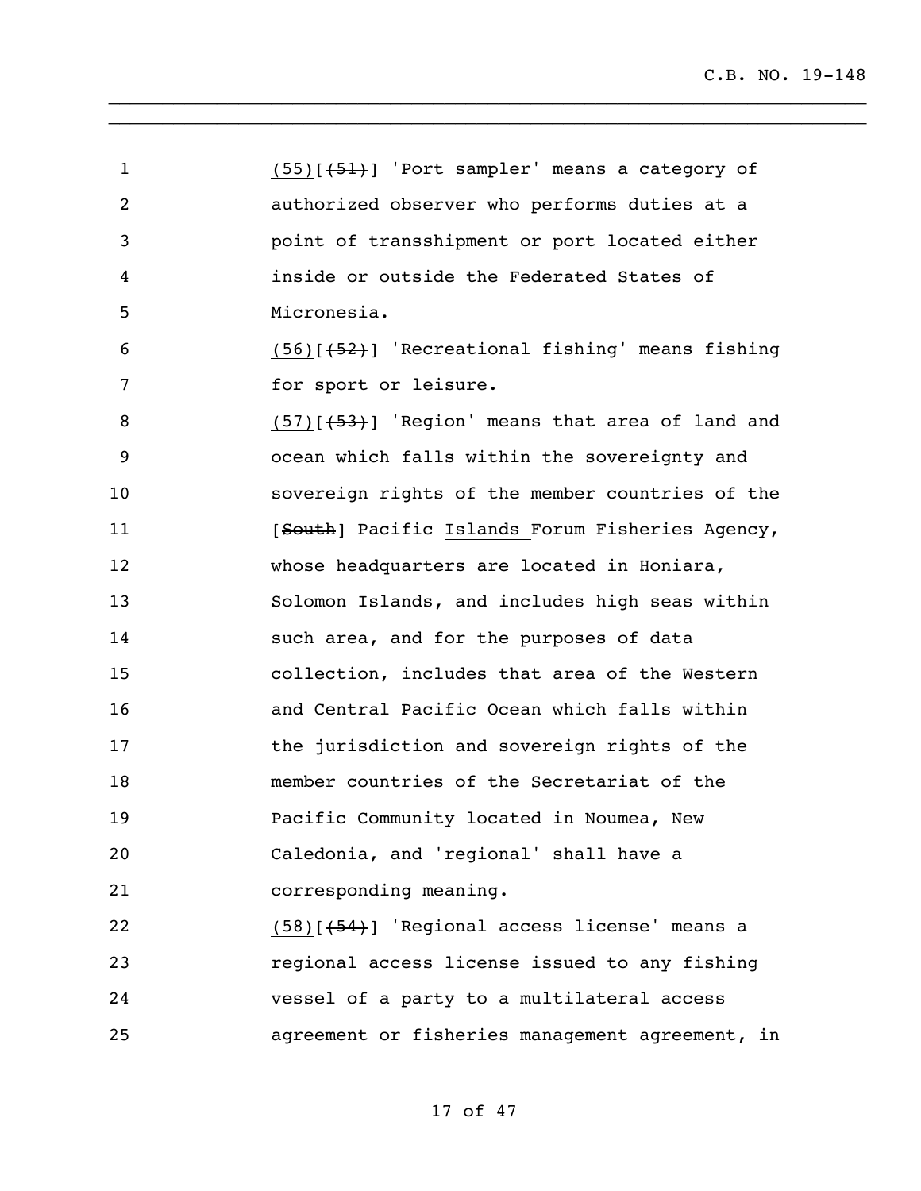(55)[~~(51)~~] 'Port sampler' means a category of authorized observer who performs duties at a point of transshipment or port located either inside or outside the Federated States of Micronesia.

(56)[~~(52)~~] 'Recreational fishing' means fishing for sport or leisure.

(57)[~~(53)~~] 'Region' means that area of land and ocean which falls within the sovereignty and sovereign rights of the member countries of the [~~South~~] Pacific Islands Forum Fisheries Agency, whose headquarters are located in Honiara, Solomon Islands, and includes high seas within such area, and for the purposes of data collection, includes that area of the Western and Central Pacific Ocean which falls within the jurisdiction and sovereign rights of the member countries of the Secretariat of the Pacific Community located in Noumea, New Caledonia, and 'regional' shall have a corresponding meaning.

(58)[~~(54)~~] 'Regional access license' means a regional access license issued to any fishing vessel of a party to a multilateral access agreement or fisheries management agreement, in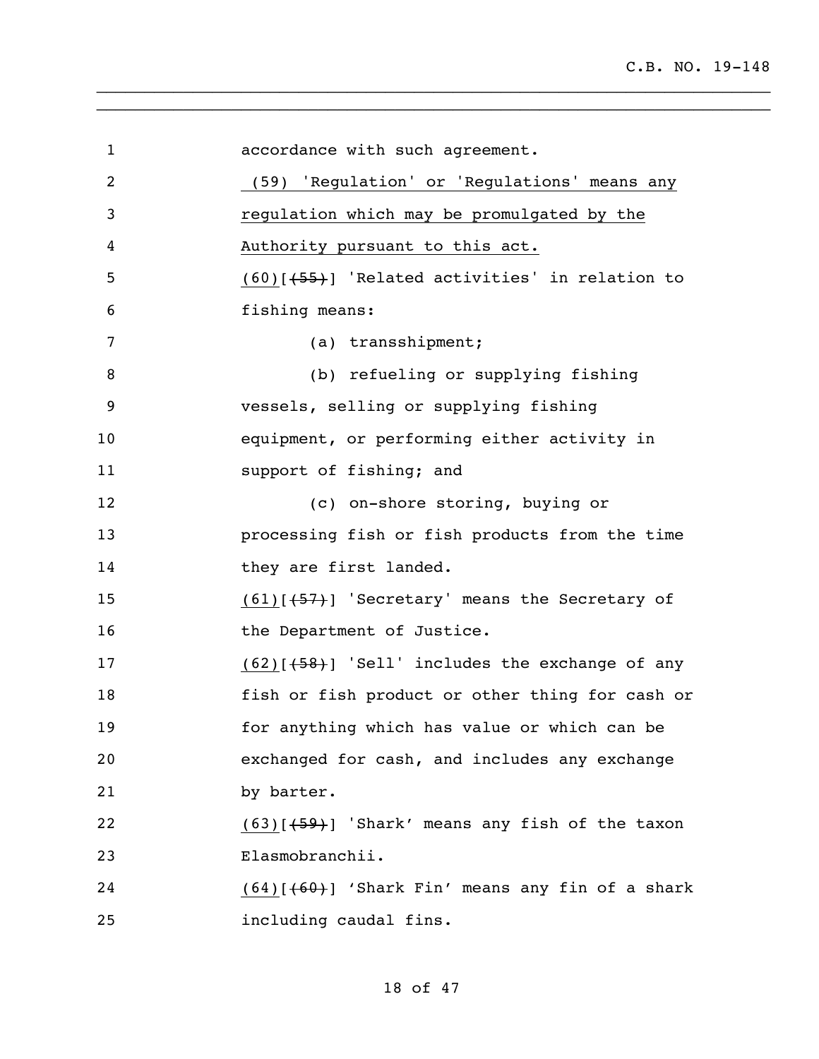accordance with such agreement.

(59) 'Regulation' or 'Regulations' means any regulation which may be promulgated by the Authority pursuant to this act.

(60)[~~(55)~~] 'Related activities' in relation to fishing means:

(a) transshipment;

(b) refueling or supplying fishing vessels, selling or supplying fishing equipment, or performing either activity in support of fishing; and

(c) on-shore storing, buying or processing fish or fish products from the time they are first landed.

(61)[~~(57)~~] 'Secretary' means the Secretary of the Department of Justice.

(62)[~~(58)~~] 'Sell' includes the exchange of any fish or fish product or other thing for cash or for anything which has value or which can be exchanged for cash, and includes any exchange by barter.

(63)[~~(59)~~] 'Shark' means any fish of the taxon Elasmobranchii.

(64)[~~(60)~~] 'Shark Fin' means any fin of a shark including caudal fins.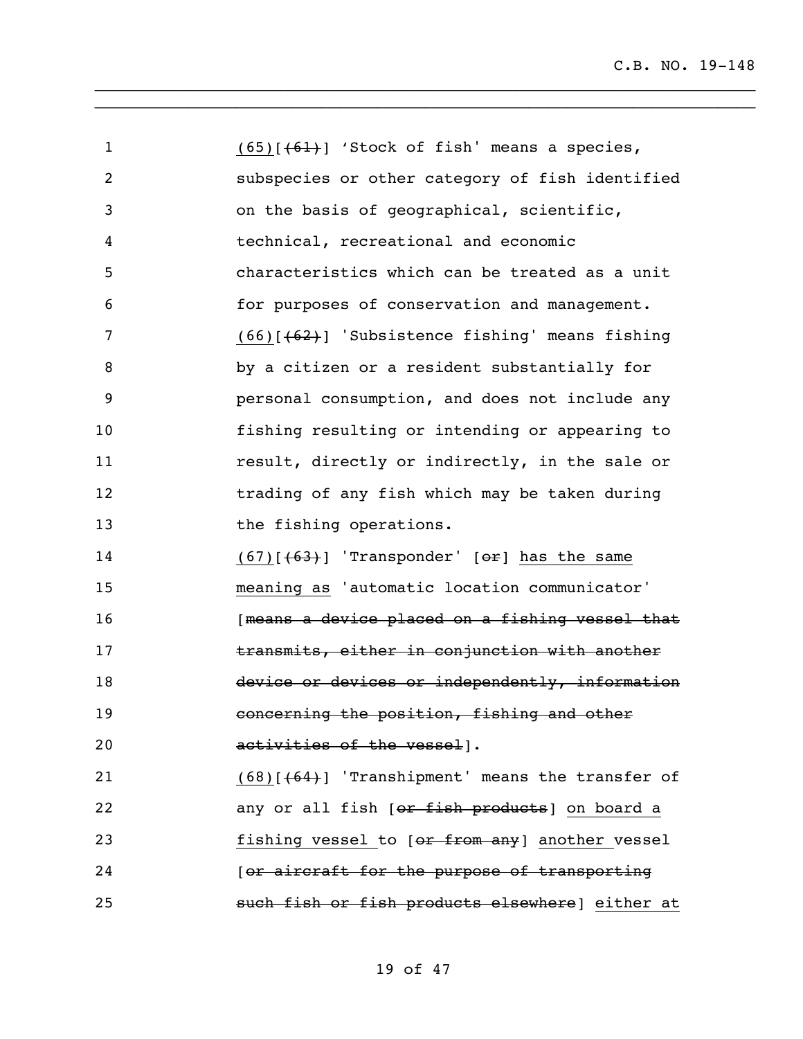(65)[~~(61)~~] 'Stock of fish' means a species, subspecies or other category of fish identified on the basis of geographical, scientific, technical, recreational and economic characteristics which can be treated as a unit for purposes of conservation and management.

(66)[~~(62)~~] 'Subsistence fishing' means fishing by a citizen or a resident substantially for personal consumption, and does not include any fishing resulting or intending or appearing to result, directly or indirectly, in the sale or trading of any fish which may be taken during the fishing operations.

(67)[~~(63)~~] 'Transponder' [~~or~~] has the same meaning as 'automatic location communicator' [~~means a device placed on a fishing vessel that transmits, either in conjunction with another device or devices or independently, information concerning the position, fishing and other activities of the vessel~~].

(68)[~~(64)~~] 'Transhipment' means the transfer of any or all fish [~~or fish products~~] on board a fishing vessel to [~~or from any~~] another vessel [~~or aircraft for the purpose of transporting such fish or fish products elsewhere~~] either at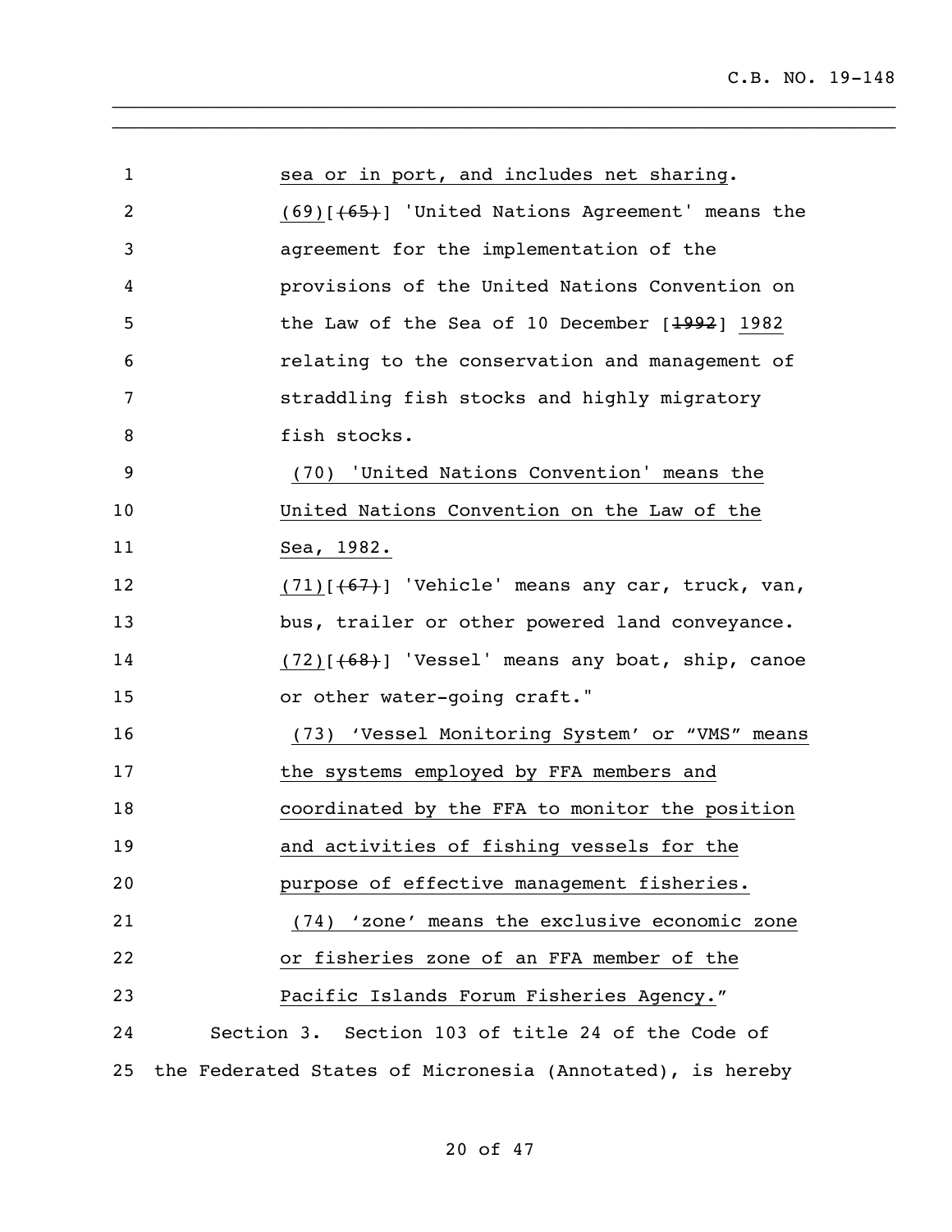sea or in port, and includes net sharing.

(69)[(65)] 'United Nations Agreement' means the agreement for the implementation of the provisions of the United Nations Convention on the Law of the Sea of 10 December [1992] 1982 relating to the conservation and management of straddling fish stocks and highly migratory fish stocks.

(70) 'United Nations Convention' means the United Nations Convention on the Law of the Sea, 1982.

(71)[(67)] 'Vehicle' means any car, truck, van, bus, trailer or other powered land conveyance.

(72)[(68)] 'Vessel' means any boat, ship, canoe or other water-going craft."

(73) 'Vessel Monitoring System' or "VMS" means the systems employed by FFA members and coordinated by the FFA to monitor the position and activities of fishing vessels for the purpose of effective management fisheries.

(74) 'zone' means the exclusive economic zone or fisheries zone of an FFA member of the Pacific Islands Forum Fisheries Agency."

Section 3. Section 103 of title 24 of the Code of the Federated States of Micronesia (Annotated), is hereby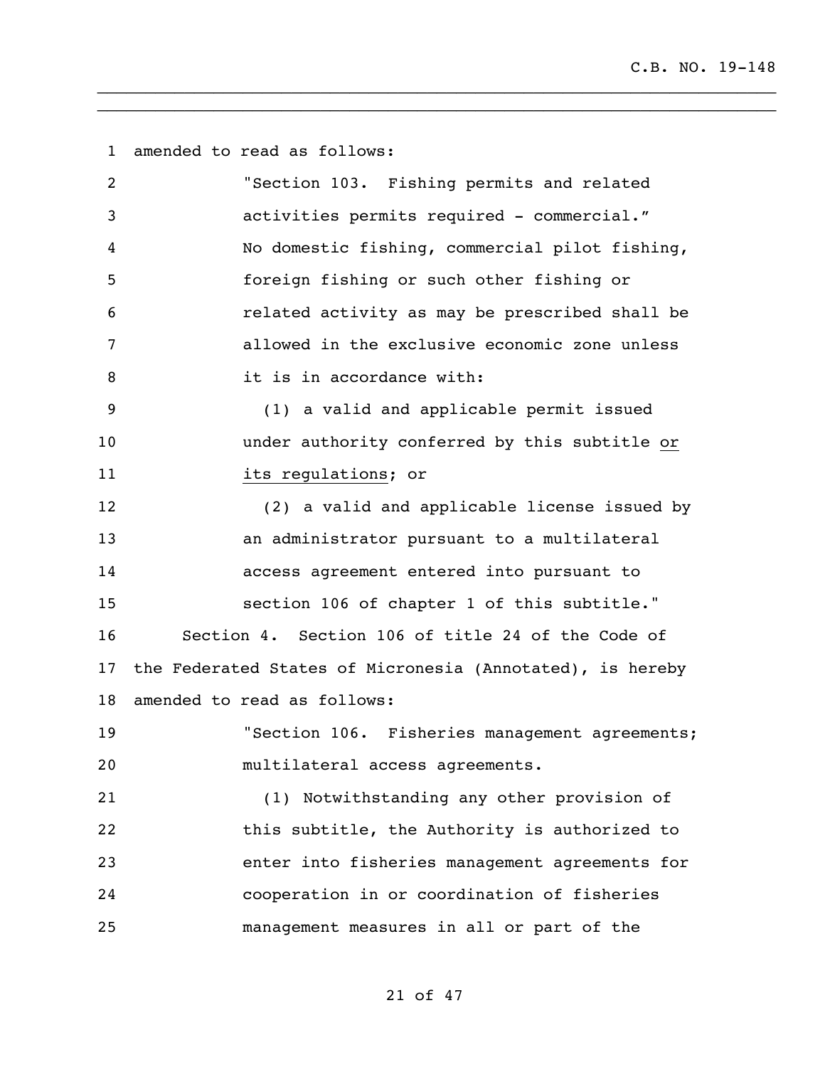amended to read as follows:

"Section 103. Fishing permits and related activities permits required - commercial."
No domestic fishing, commercial pilot fishing, foreign fishing or such other fishing or related activity as may be prescribed shall be allowed in the exclusive economic zone unless it is in accordance with:

(1) a valid and applicable permit issued under authority conferred by this subtitle <u>or its regulations</u>; or

(2) a valid and applicable license issued by an administrator pursuant to a multilateral access agreement entered into pursuant to section 106 of chapter 1 of this subtitle."

Section 4. Section 106 of title 24 of the Code of the Federated States of Micronesia (Annotated), is hereby amended to read as follows:

"Section 106. Fisheries management agreements; multilateral access agreements.

(1) Notwithstanding any other provision of this subtitle, the Authority is authorized to enter into fisheries management agreements for cooperation in or coordination of fisheries management measures in all or part of the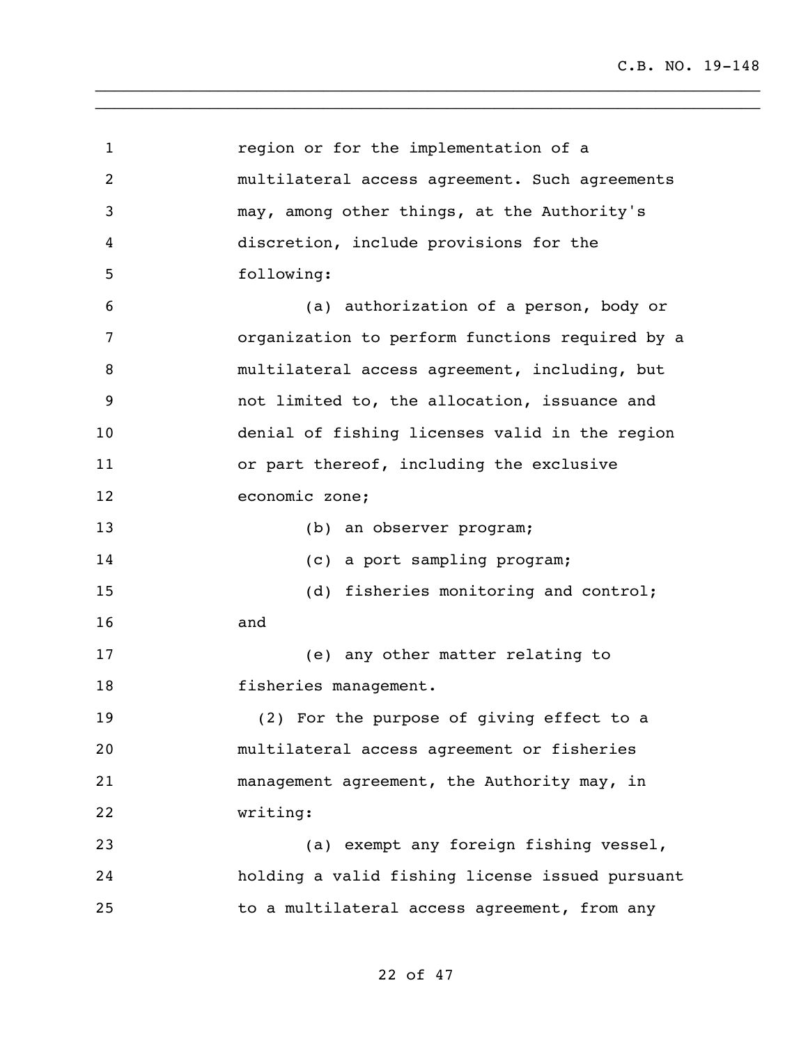region or for the implementation of a multilateral access agreement. Such agreements may, among other things, at the Authority's discretion, include provisions for the following:

(a) authorization of a person, body or organization to perform functions required by a multilateral access agreement, including, but not limited to, the allocation, issuance and denial of fishing licenses valid in the region or part thereof, including the exclusive economic zone;

(b) an observer program;

(c) a port sampling program;

(d) fisheries monitoring and control; and

(e) any other matter relating to fisheries management.

(2) For the purpose of giving effect to a multilateral access agreement or fisheries management agreement, the Authority may, in writing:

(a) exempt any foreign fishing vessel, holding a valid fishing license issued pursuant to a multilateral access agreement, from any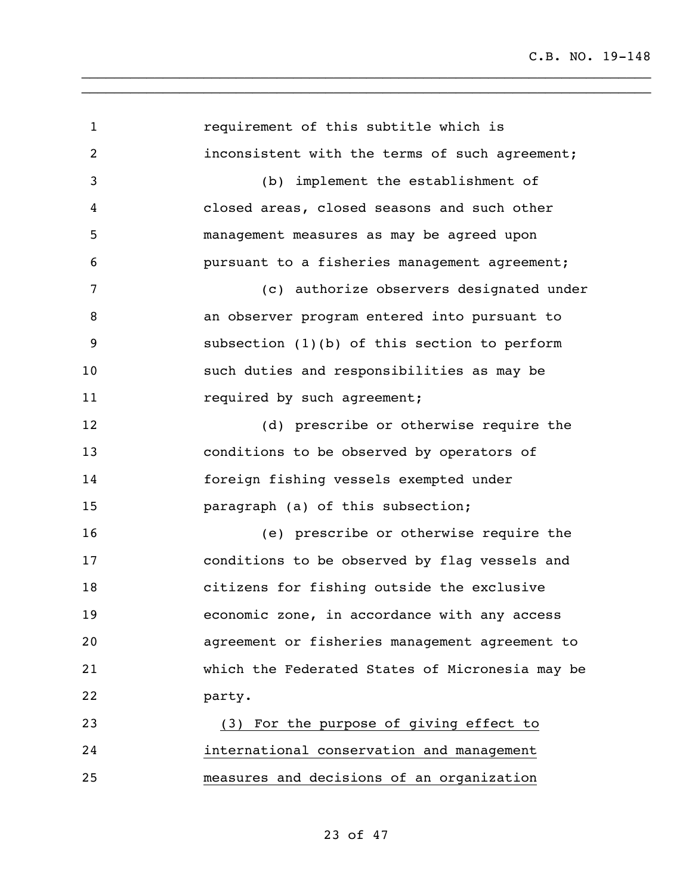requirement of this subtitle which is inconsistent with the terms of such agreement;

(b) implement the establishment of closed areas, closed seasons and such other management measures as may be agreed upon pursuant to a fisheries management agreement;

(c) authorize observers designated under an observer program entered into pursuant to subsection (1)(b) of this section to perform such duties and responsibilities as may be required by such agreement;

(d) prescribe or otherwise require the conditions to be observed by operators of foreign fishing vessels exempted under paragraph (a) of this subsection;

(e) prescribe or otherwise require the conditions to be observed by flag vessels and citizens for fishing outside the exclusive economic zone, in accordance with any access agreement or fisheries management agreement to which the Federated States of Micronesia may be party.

(3) For the purpose of giving effect to international conservation and management measures and decisions of an organization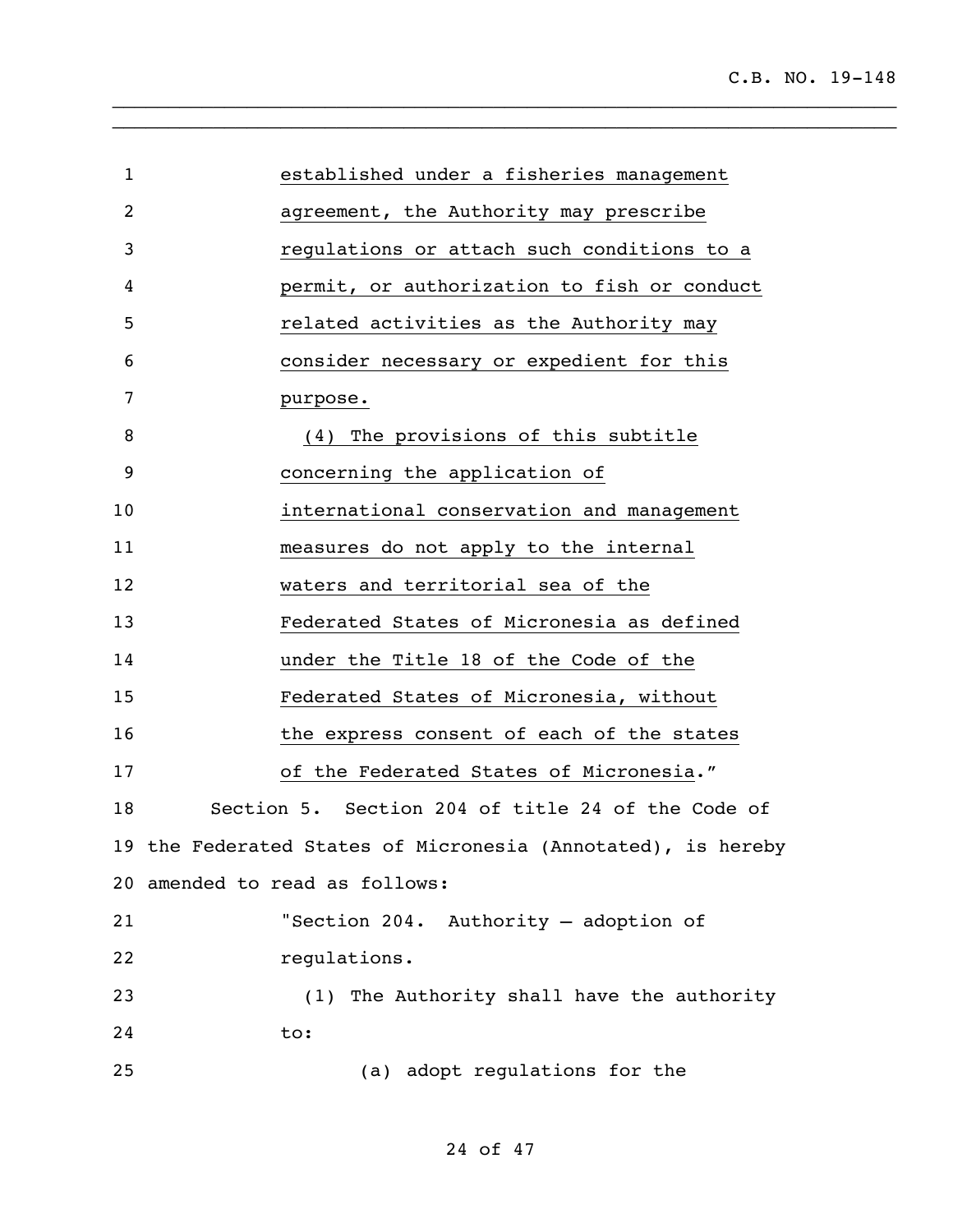established under a fisheries management agreement, the Authority may prescribe regulations or attach such conditions to a permit, or authorization to fish or conduct related activities as the Authority may consider necessary or expedient for this purpose.

(4) The provisions of this subtitle concerning the application of international conservation and management measures do not apply to the internal waters and territorial sea of the Federated States of Micronesia as defined under the Title 18 of the Code of the Federated States of Micronesia, without the express consent of each of the states of the Federated States of Micronesia."

Section 5. Section 204 of title 24 of the Code of the Federated States of Micronesia (Annotated), is hereby amended to read as follows:

"Section 204. Authority – adoption of regulations.

(1) The Authority shall have the authority to:

(a) adopt regulations for the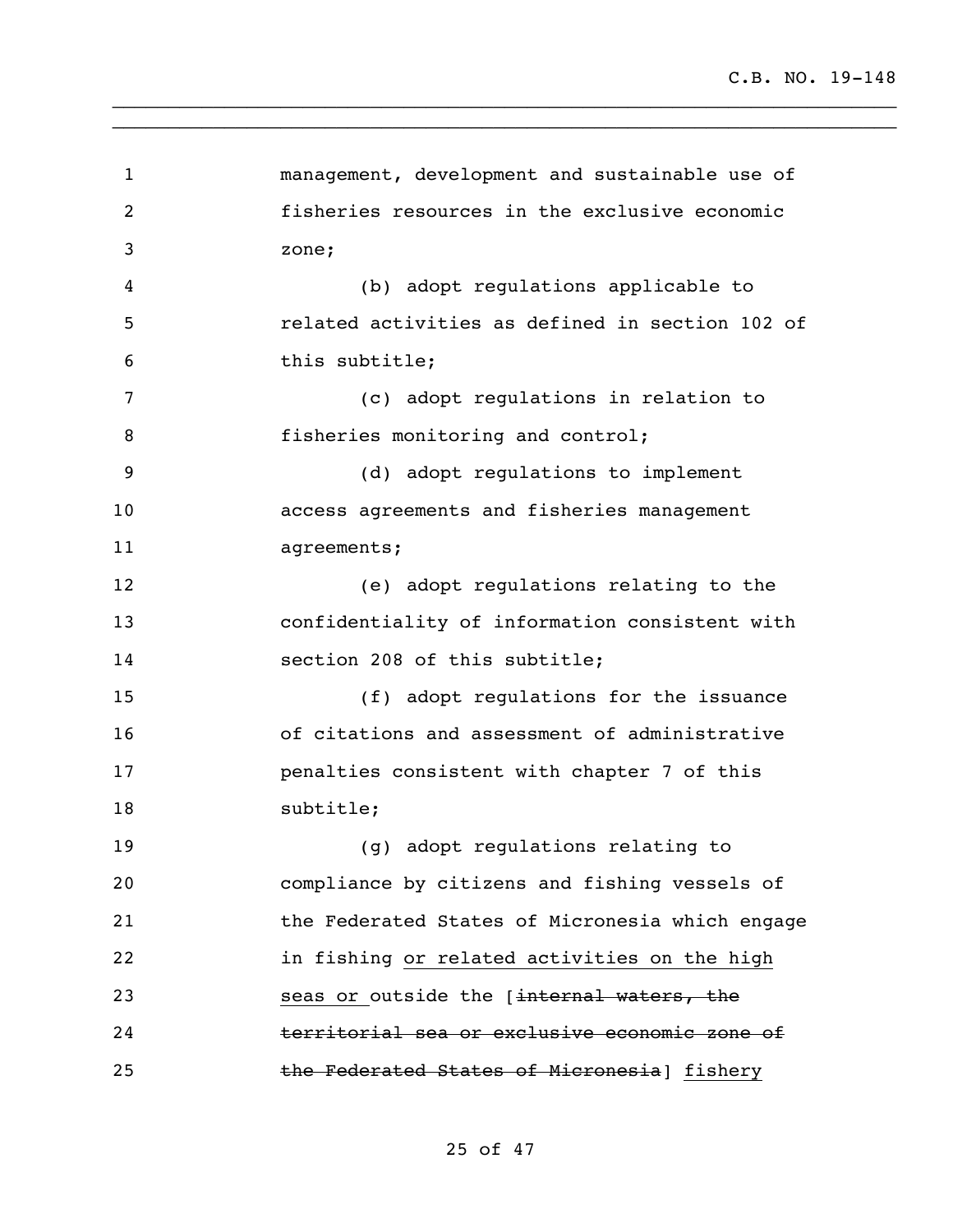management, development and sustainable use of fisheries resources in the exclusive economic zone;

(b) adopt regulations applicable to related activities as defined in section 102 of this subtitle;

(c) adopt regulations in relation to fisheries monitoring and control;

(d) adopt regulations to implement access agreements and fisheries management agreements;

(e) adopt regulations relating to the confidentiality of information consistent with section 208 of this subtitle;

(f) adopt regulations for the issuance of citations and assessment of administrative penalties consistent with chapter 7 of this subtitle;

(g) adopt regulations relating to compliance by citizens and fishing vessels of the Federated States of Micronesia which engage in fishing <u>or related activities on the high seas or</u> outside the [~~internal waters, the territorial sea or exclusive economic zone of the Federated States of Micronesia~~] <u>fishery</u>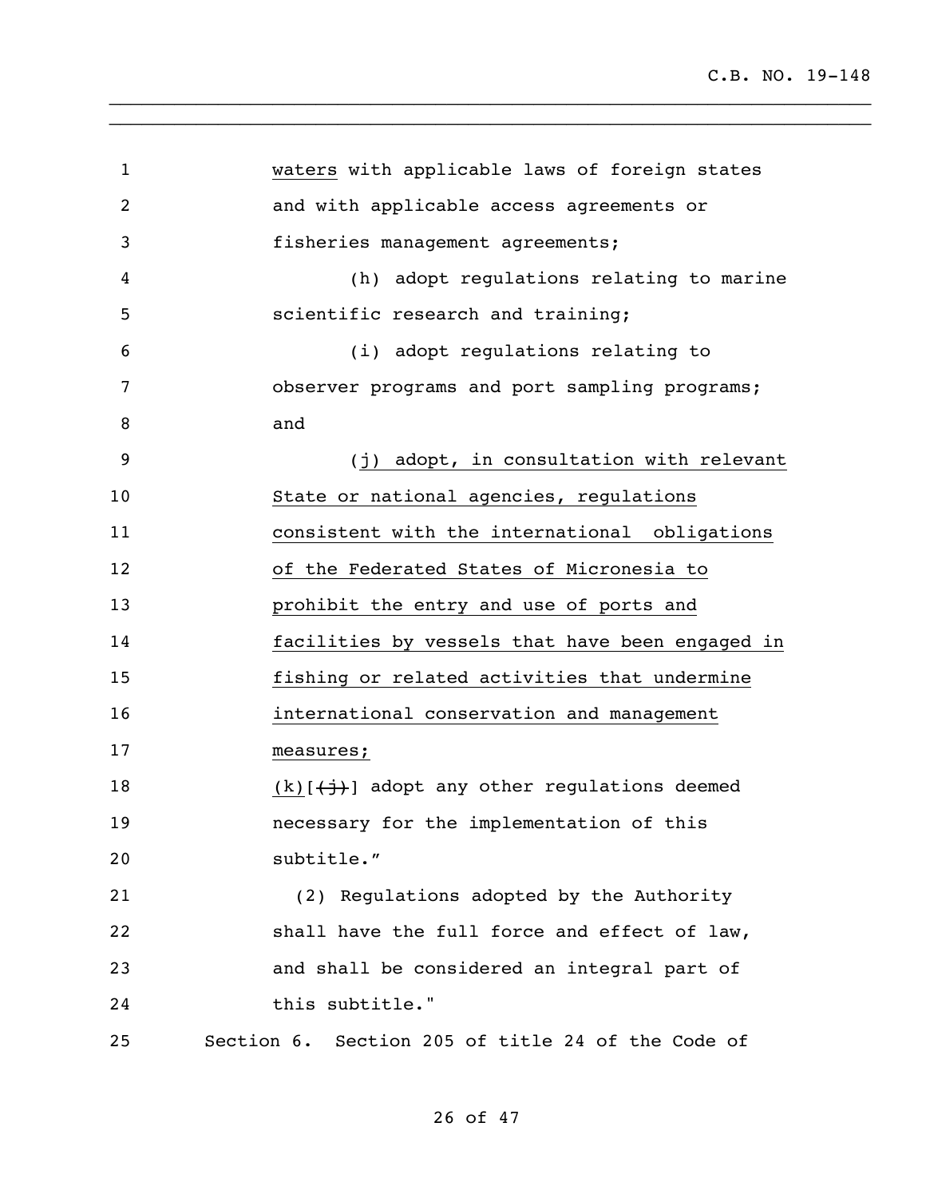waters with applicable laws of foreign states and with applicable access agreements or fisheries management agreements;

(h) adopt regulations relating to marine scientific research and training;

(i) adopt regulations relating to observer programs and port sampling programs; and

(j) adopt, in consultation with relevant State or national agencies, regulations consistent with the international obligations of the Federated States of Micronesia to prohibit the entry and use of ports and facilities by vessels that have been engaged in fishing or related activities that undermine international conservation and management measures;

(k)[~~(j)~~] adopt any other regulations deemed necessary for the implementation of this subtitle."

(2) Regulations adopted by the Authority shall have the full force and effect of law, and shall be considered an integral part of this subtitle."

Section 6. Section 205 of title 24 of the Code of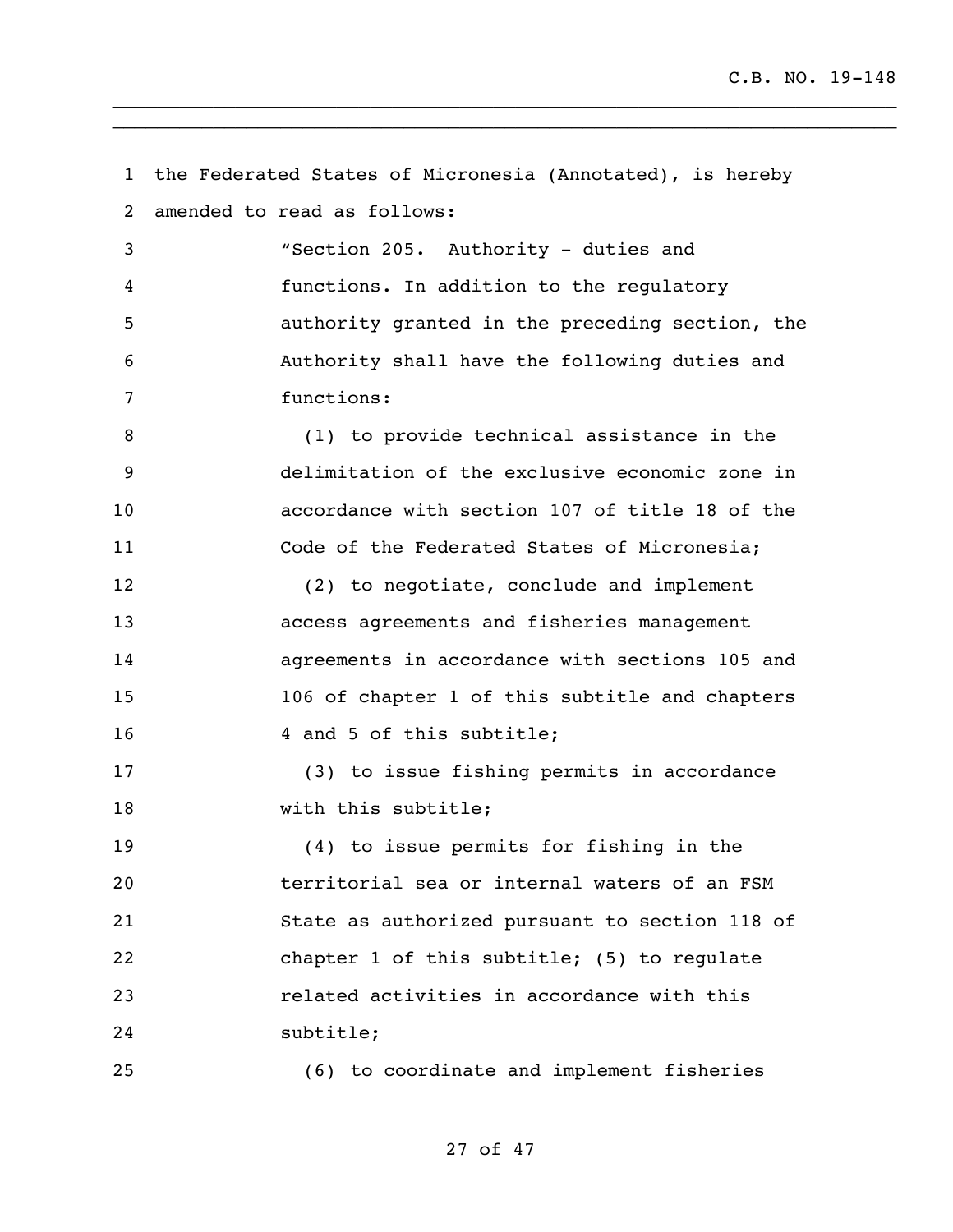the Federated States of Micronesia (Annotated), is hereby amended to read as follows:

"Section 205. Authority - duties and functions. In addition to the regulatory authority granted in the preceding section, the Authority shall have the following duties and functions:

(1) to provide technical assistance in the delimitation of the exclusive economic zone in accordance with section 107 of title 18 of the Code of the Federated States of Micronesia;

(2) to negotiate, conclude and implement access agreements and fisheries management agreements in accordance with sections 105 and 106 of chapter 1 of this subtitle and chapters 4 and 5 of this subtitle;

(3) to issue fishing permits in accordance with this subtitle;

(4) to issue permits for fishing in the territorial sea or internal waters of an FSM State as authorized pursuant to section 118 of chapter 1 of this subtitle; (5) to regulate related activities in accordance with this subtitle;

(6) to coordinate and implement fisheries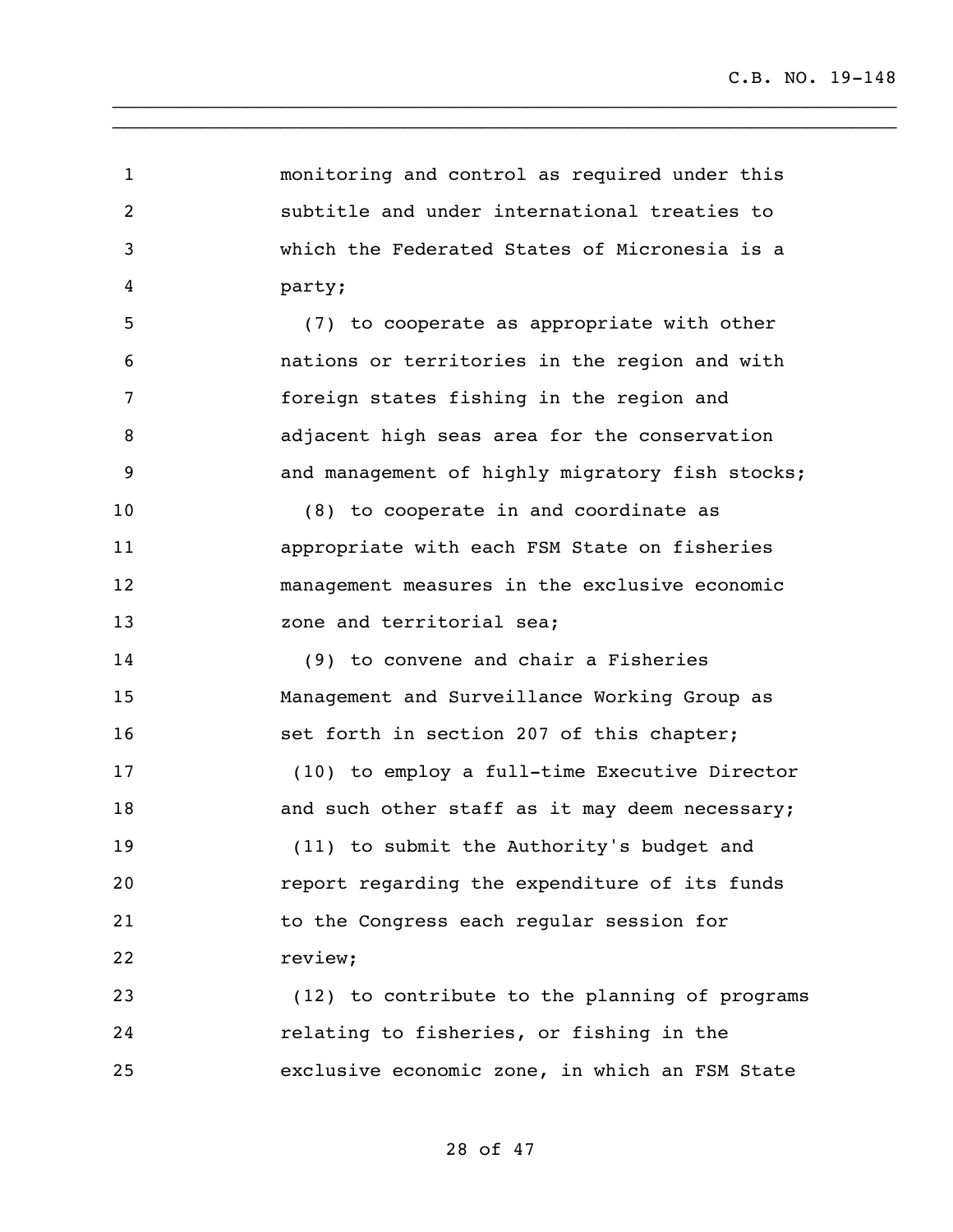monitoring and control as required under this subtitle and under international treaties to which the Federated States of Micronesia is a party;

(7) to cooperate as appropriate with other nations or territories in the region and with foreign states fishing in the region and adjacent high seas area for the conservation and management of highly migratory fish stocks;

(8) to cooperate in and coordinate as appropriate with each FSM State on fisheries management measures in the exclusive economic zone and territorial sea;

(9) to convene and chair a Fisheries Management and Surveillance Working Group as set forth in section 207 of this chapter;

(10) to employ a full-time Executive Director and such other staff as it may deem necessary;

(11) to submit the Authority's budget and report regarding the expenditure of its funds to the Congress each regular session for review;

(12) to contribute to the planning of programs relating to fisheries, or fishing in the exclusive economic zone, in which an FSM State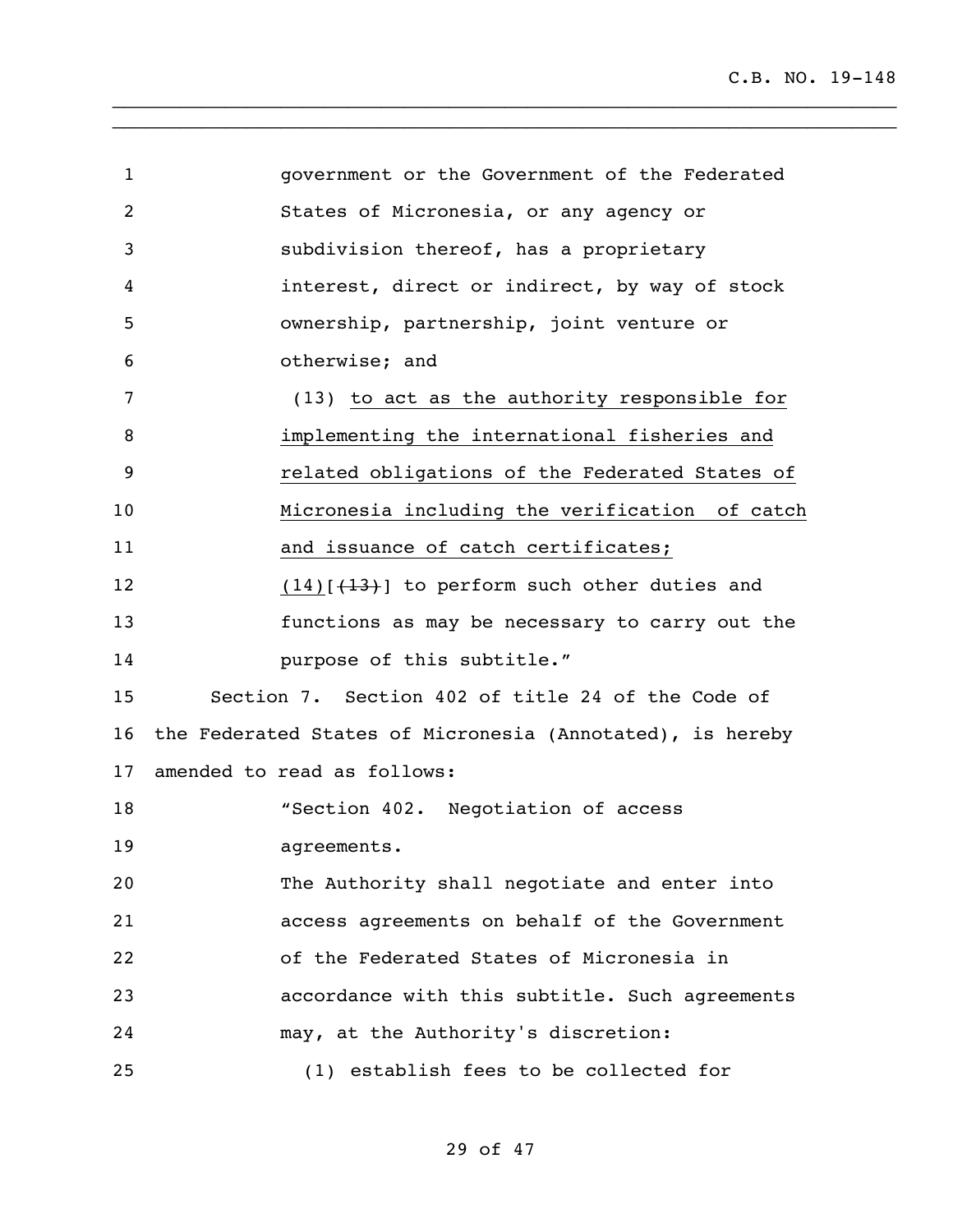government or the Government of the Federated States of Micronesia, or any agency or subdivision thereof, has a proprietary interest, direct or indirect, by way of stock ownership, partnership, joint venture or otherwise; and

(13) to act as the authority responsible for implementing the international fisheries and related obligations of the Federated States of Micronesia including the verification of catch and issuance of catch certificates;

(14)[~~(13)~~] to perform such other duties and functions as may be necessary to carry out the purpose of this subtitle."

Section 7. Section 402 of title 24 of the Code of the Federated States of Micronesia (Annotated), is hereby amended to read as follows:

"Section 402. Negotiation of access agreements.

The Authority shall negotiate and enter into access agreements on behalf of the Government of the Federated States of Micronesia in accordance with this subtitle. Such agreements may, at the Authority's discretion:

(1) establish fees to be collected for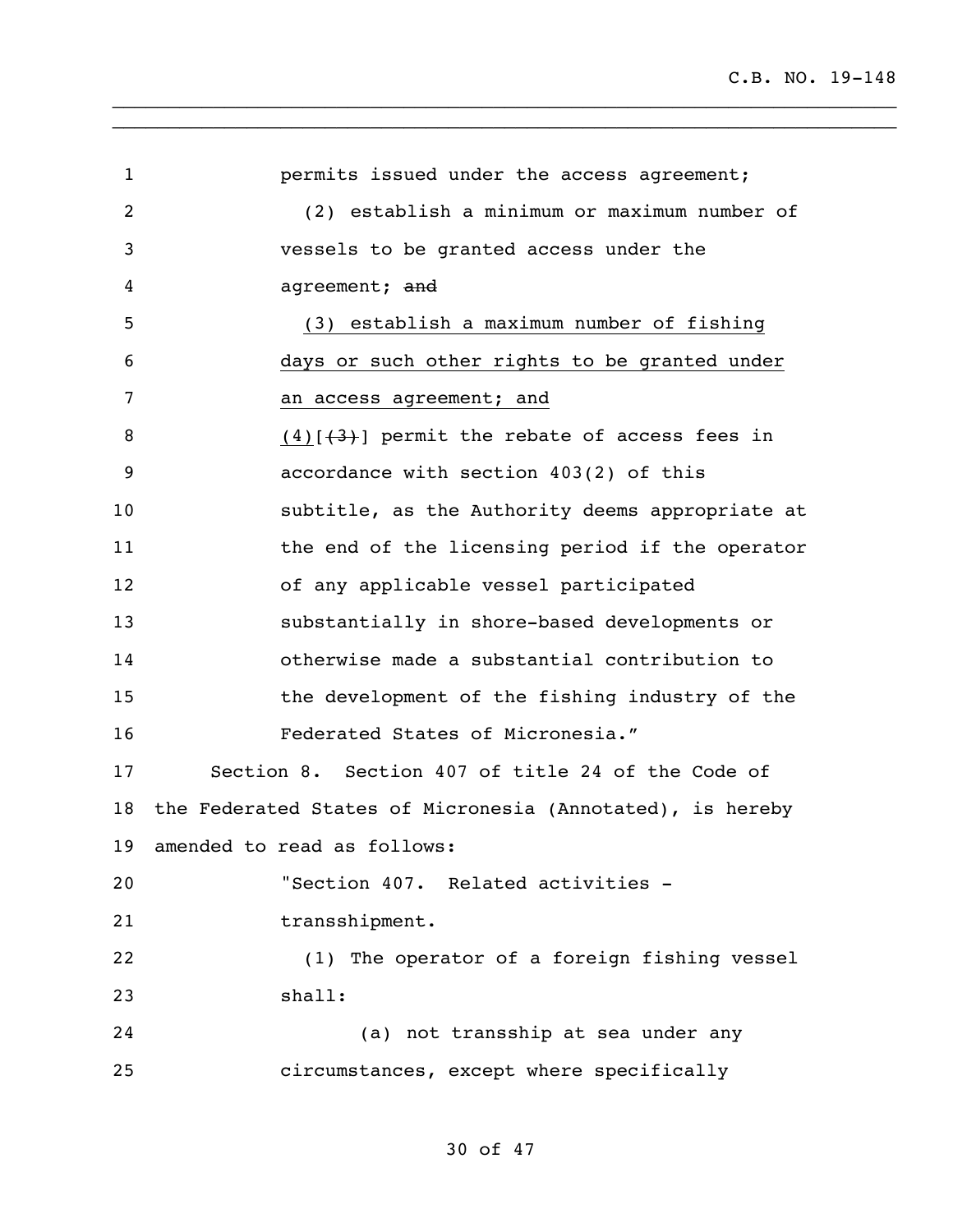permits issued under the access agreement;

(2) establish a minimum or maximum number of vessels to be granted access under the agreement; ~~and~~

<u>(3) establish a maximum number of fishing days or such other rights to be granted under an access agreement; and</u>

<u>(4)</u>[~~(3)~~] permit the rebate of access fees in accordance with section 403(2) of this subtitle, as the Authority deems appropriate at the end of the licensing period if the operator of any applicable vessel participated substantially in shore-based developments or otherwise made a substantial contribution to the development of the fishing industry of the Federated States of Micronesia."

Section 8. Section 407 of title 24 of the Code of the Federated States of Micronesia (Annotated), is hereby amended to read as follows:

"Section 407. Related activities - transshipment.

(1) The operator of a foreign fishing vessel shall:

(a) not transship at sea under any circumstances, except where specifically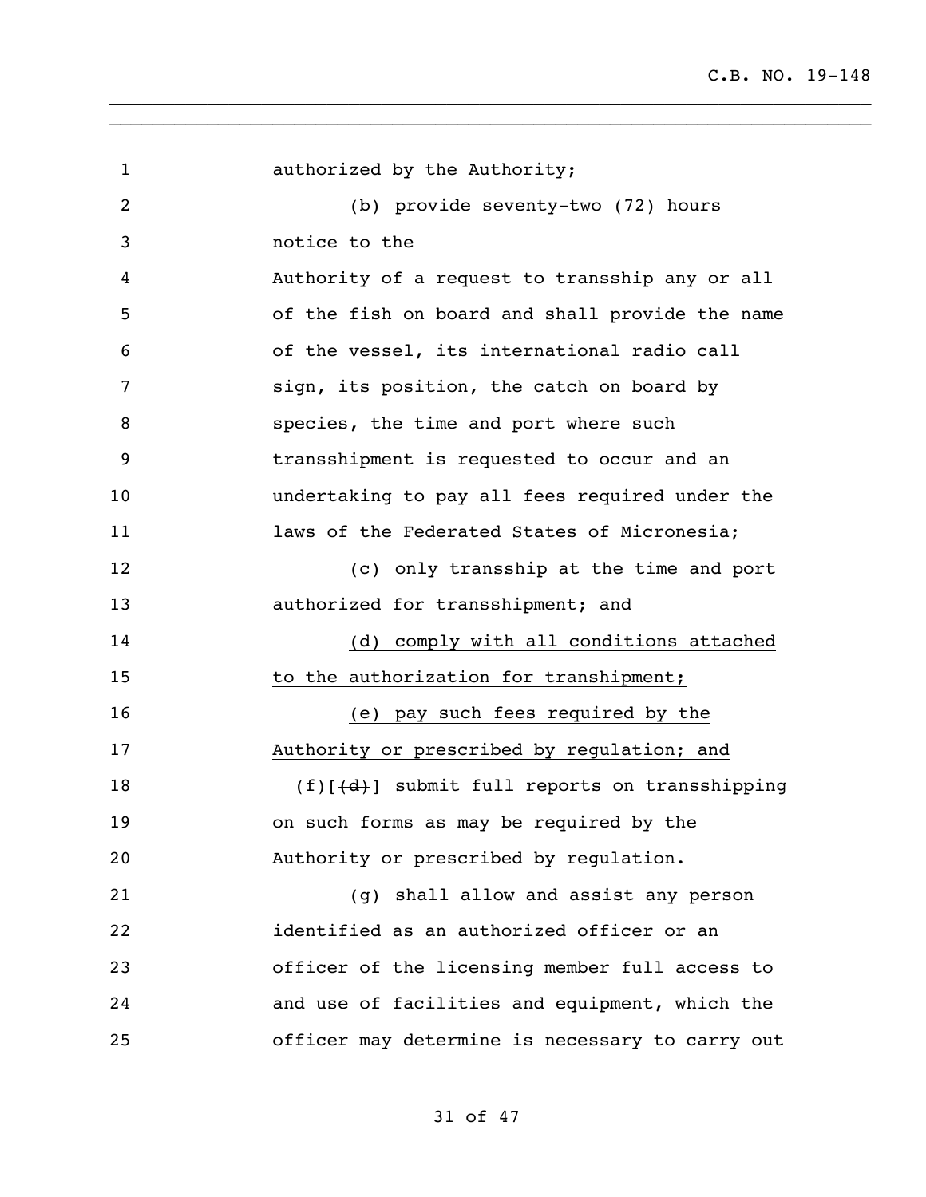authorized by the Authority;

(b) provide seventy-two (72) hours notice to the Authority of a request to transship any or all of the fish on board and shall provide the name of the vessel, its international radio call sign, its position, the catch on board by species, the time and port where such transshipment is requested to occur and an undertaking to pay all fees required under the laws of the Federated States of Micronesia;

(c) only transship at the time and port authorized for transshipment; ~~and~~

<u>(d) comply with all conditions attached to the authorization for transhipment;</u>

<u>(e) pay such fees required by the Authority or prescribed by regulation; and</u>

(f)[~~(d)~~] submit full reports on transshipping on such forms as may be required by the Authority or prescribed by regulation.

(g) shall allow and assist any person identified as an authorized officer or an officer of the licensing member full access to and use of facilities and equipment, which the officer may determine is necessary to carry out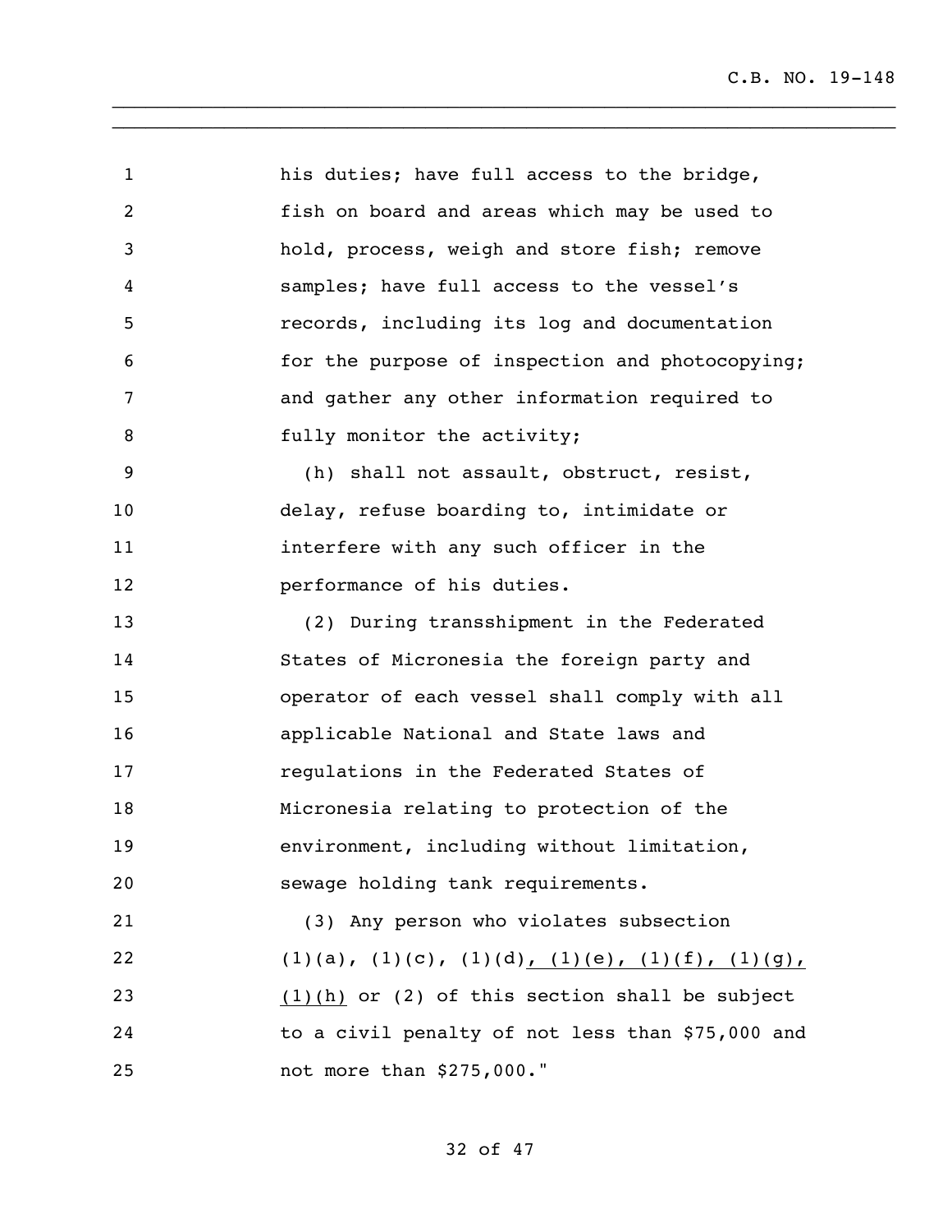his duties; have full access to the bridge, fish on board and areas which may be used to hold, process, weigh and store fish; remove samples; have full access to the vessel's records, including its log and documentation for the purpose of inspection and photocopying; and gather any other information required to fully monitor the activity;

(h) shall not assault, obstruct, resist, delay, refuse boarding to, intimidate or interfere with any such officer in the performance of his duties.

(2) During transshipment in the Federated States of Micronesia the foreign party and operator of each vessel shall comply with all applicable National and State laws and regulations in the Federated States of Micronesia relating to protection of the environment, including without limitation, sewage holding tank requirements.

(3) Any person who violates subsection (1)(a), (1)(c), (1)(d)<u>, (1)(e), (1)(f), (1)(g), (1)(h)</u> or (2) of this section shall be subject to a civil penalty of not less than $75,000 and not more than $275,000."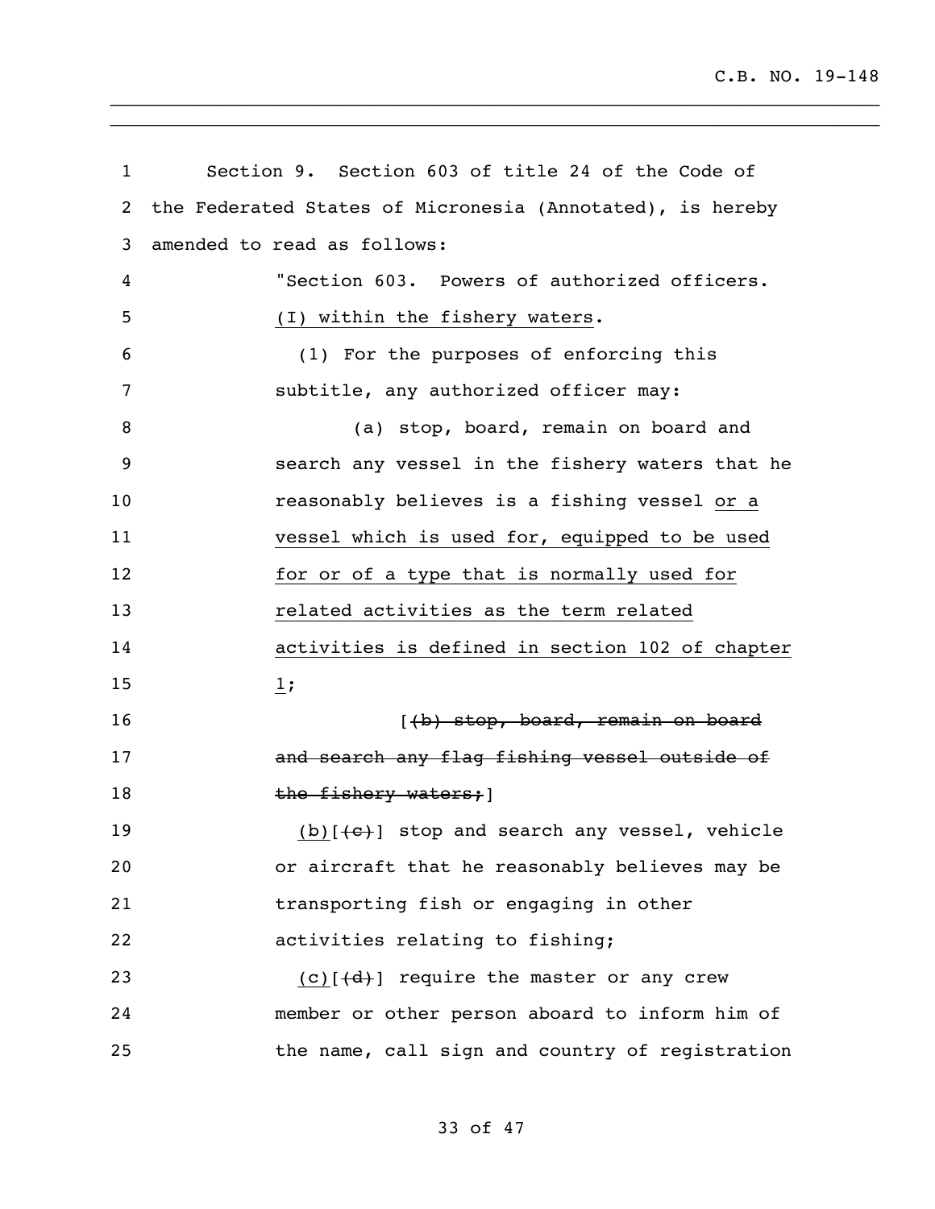Section 9. Section 603 of title 24 of the Code of the Federated States of Micronesia (Annotated), is hereby amended to read as follows:

"Section 603. Powers of authorized officers.

<u>(I) within the fishery waters</u>.

(1) For the purposes of enforcing this subtitle, any authorized officer may:

(a) stop, board, remain on board and search any vessel in the fishery waters that he reasonably believes is a fishing vessel <u>or a vessel which is used for, equipped to be used for or of a type that is normally used for related activities as the term related activities is defined in section 102 of chapter 1</u>;

[~~(b) stop, board, remain on board and search any flag fishing vessel outside of the fishery waters;~~]

<u>(b)</u>[~~(c)~~] stop and search any vessel, vehicle or aircraft that he reasonably believes may be transporting fish or engaging in other activities relating to fishing;

<u>(c)</u>[~~(d)~~] require the master or any crew member or other person aboard to inform him of the name, call sign and country of registration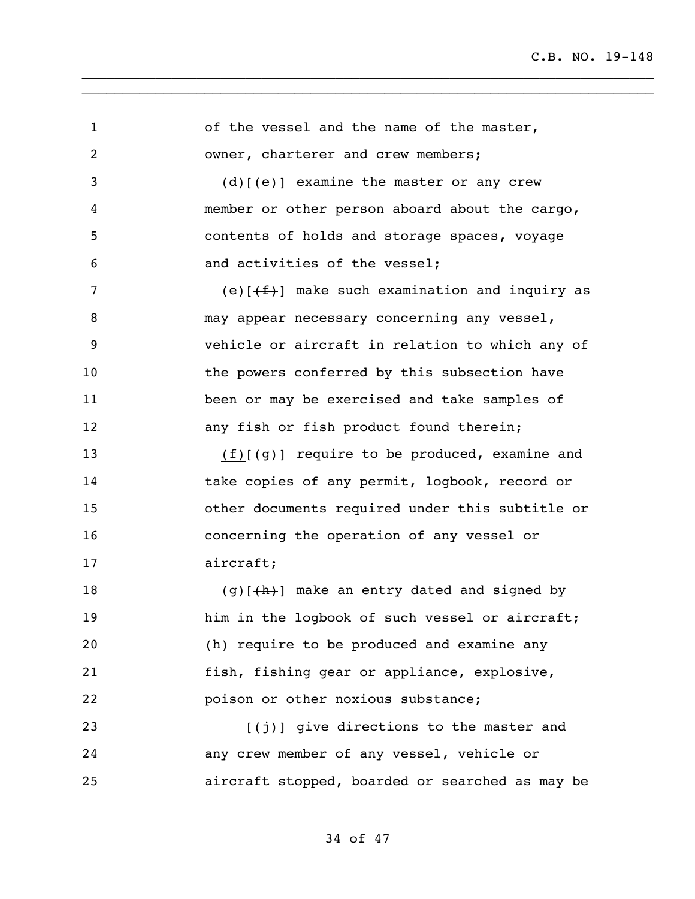of the vessel and the name of the master, owner, charterer and crew members;

(d)[~~(e)~~] examine the master or any crew member or other person aboard about the cargo, contents of holds and storage spaces, voyage and activities of the vessel;

(e)[~~(f)~~] make such examination and inquiry as may appear necessary concerning any vessel, vehicle or aircraft in relation to which any of the powers conferred by this subsection have been or may be exercised and take samples of any fish or fish product found therein;

(f)[~~(g)~~] require to be produced, examine and take copies of any permit, logbook, record or other documents required under this subtitle or concerning the operation of any vessel or aircraft;

(g)[~~(h)~~] make an entry dated and signed by him in the logbook of such vessel or aircraft;

(h) require to be produced and examine any fish, fishing gear or appliance, explosive, poison or other noxious substance;

[~~(j)~~] give directions to the master and any crew member of any vessel, vehicle or aircraft stopped, boarded or searched as may be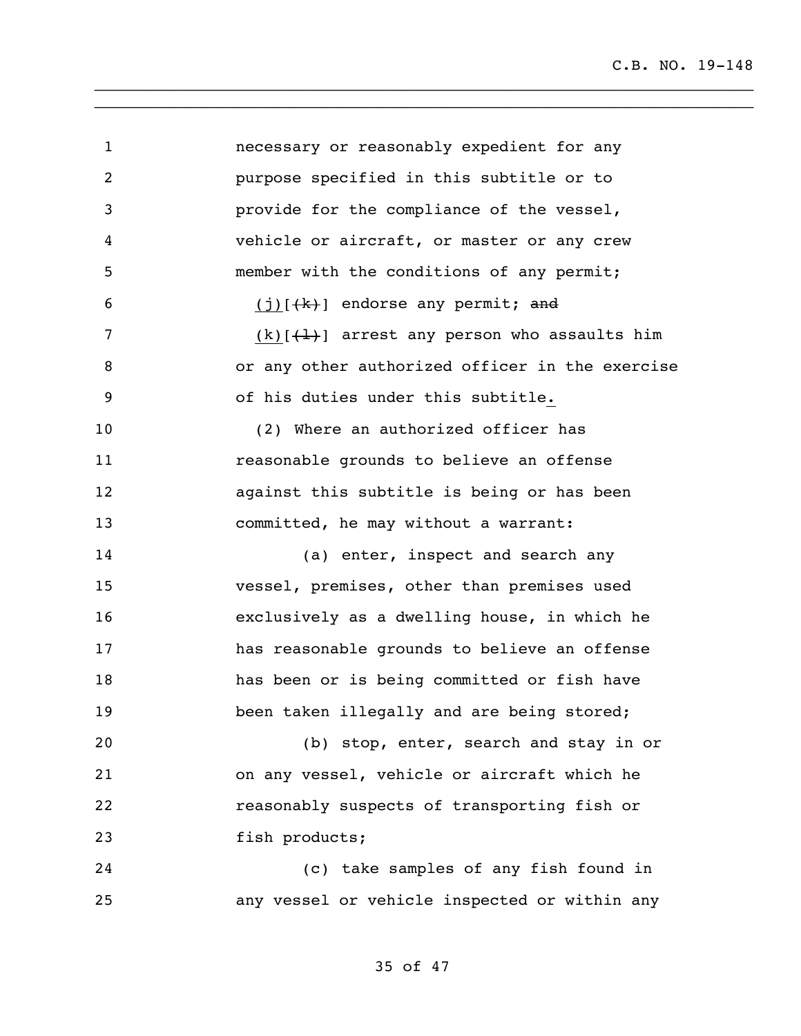necessary or reasonably expedient for any purpose specified in this subtitle or to provide for the compliance of the vessel, vehicle or aircraft, or master or any crew member with the conditions of any permit;

(j)[~~(k)~~] endorse any permit; ~~and~~

(k)[~~(l)~~] arrest any person who assaults him or any other authorized officer in the exercise of his duties under this subtitle.

(2) Where an authorized officer has reasonable grounds to believe an offense against this subtitle is being or has been committed, he may without a warrant:

(a) enter, inspect and search any vessel, premises, other than premises used exclusively as a dwelling house, in which he has reasonable grounds to believe an offense has been or is being committed or fish have been taken illegally and are being stored;

(b) stop, enter, search and stay in or on any vessel, vehicle or aircraft which he reasonably suspects of transporting fish or fish products;

(c) take samples of any fish found in any vessel or vehicle inspected or within any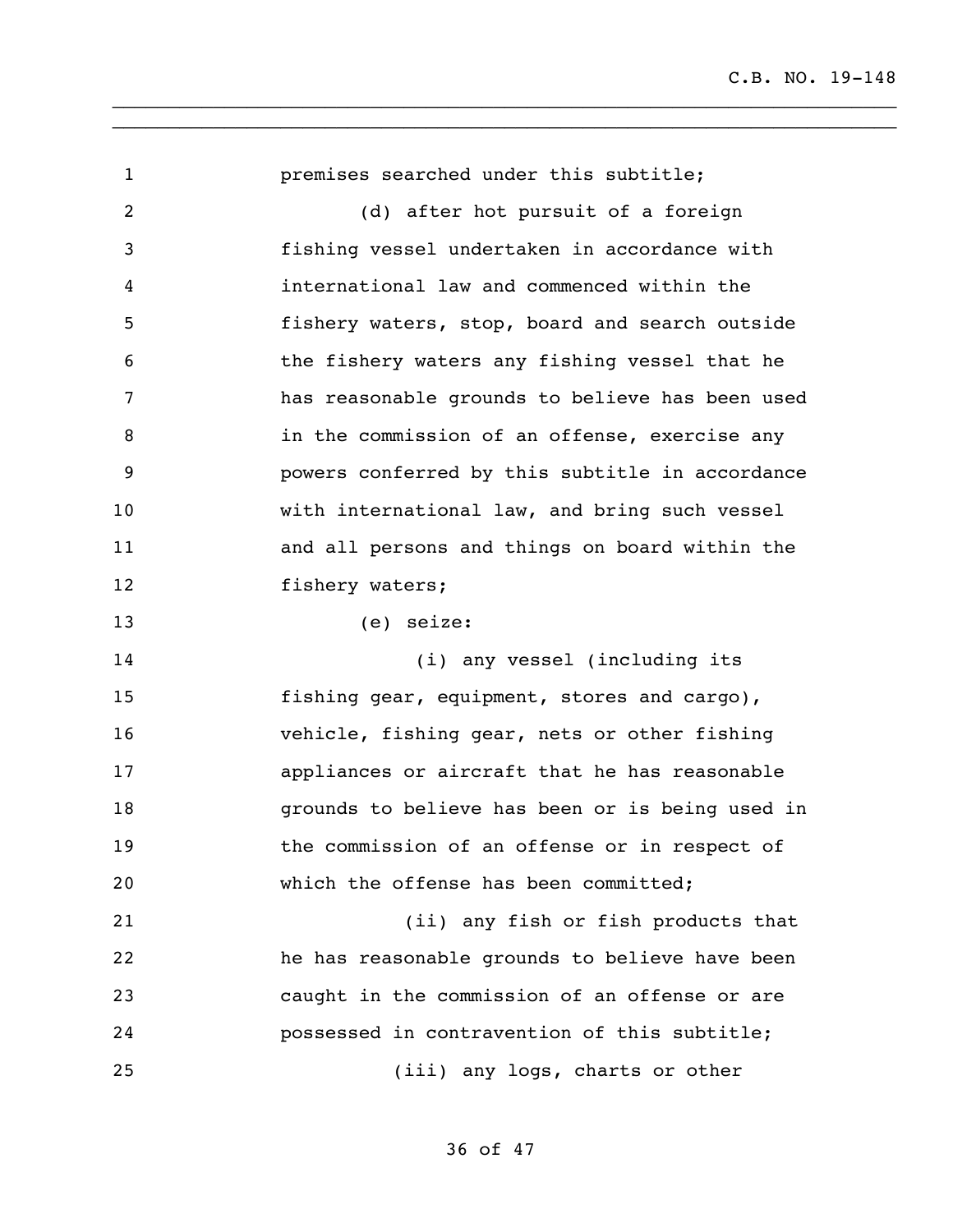premises searched under this subtitle;

(d) after hot pursuit of a foreign fishing vessel undertaken in accordance with international law and commenced within the fishery waters, stop, board and search outside the fishery waters any fishing vessel that he has reasonable grounds to believe has been used in the commission of an offense, exercise any powers conferred by this subtitle in accordance with international law, and bring such vessel and all persons and things on board within the fishery waters;

(e) seize:

(i) any vessel (including its fishing gear, equipment, stores and cargo), vehicle, fishing gear, nets or other fishing appliances or aircraft that he has reasonable grounds to believe has been or is being used in the commission of an offense or in respect of which the offense has been committed;

(ii) any fish or fish products that he has reasonable grounds to believe have been caught in the commission of an offense or are possessed in contravention of this subtitle;

(iii) any logs, charts or other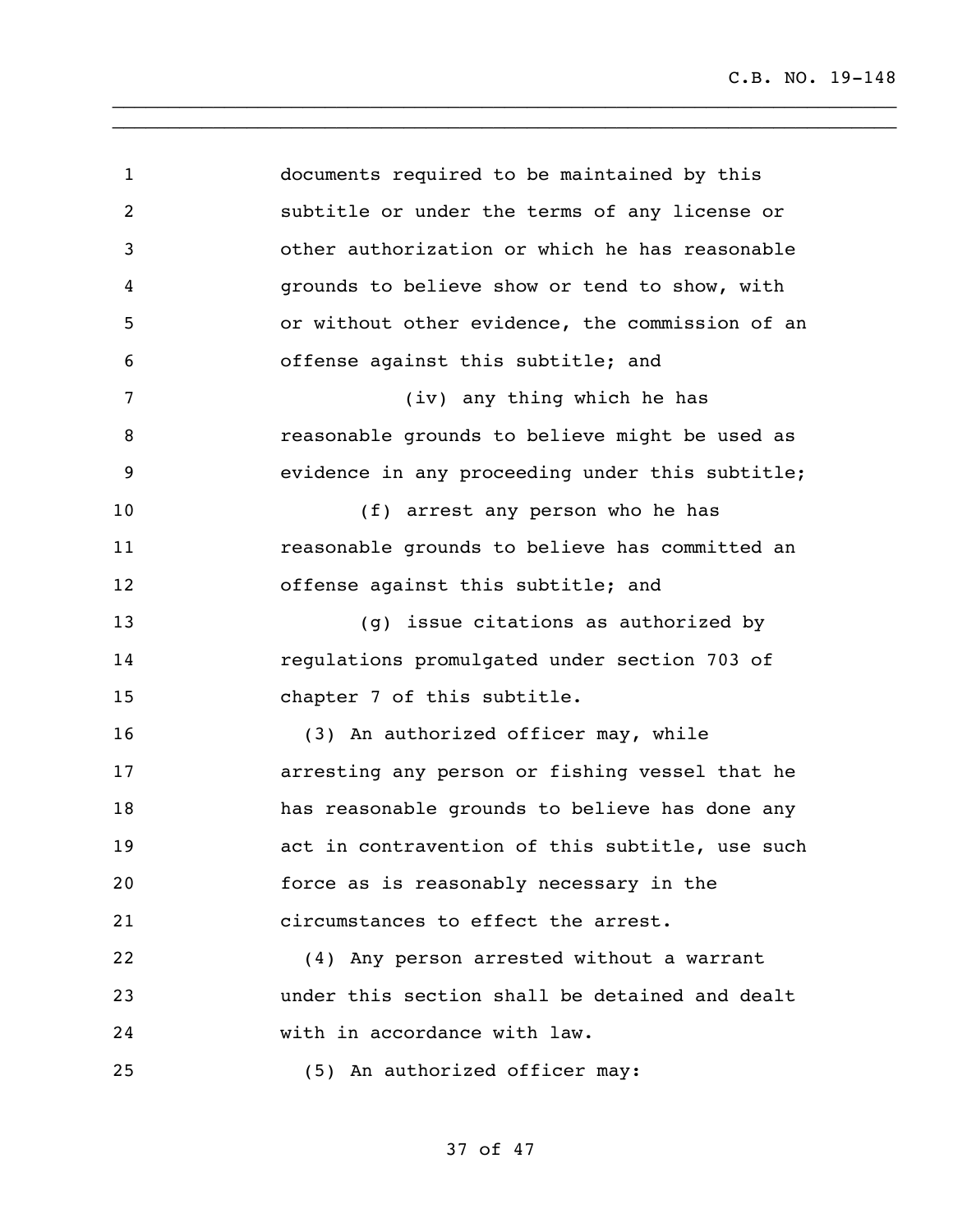documents required to be maintained by this subtitle or under the terms of any license or other authorization or which he has reasonable grounds to believe show or tend to show, with or without other evidence, the commission of an offense against this subtitle; and

(iv) any thing which he has reasonable grounds to believe might be used as evidence in any proceeding under this subtitle;

(f) arrest any person who he has reasonable grounds to believe has committed an offense against this subtitle; and

(g) issue citations as authorized by regulations promulgated under section 703 of chapter 7 of this subtitle.

(3) An authorized officer may, while arresting any person or fishing vessel that he has reasonable grounds to believe has done any act in contravention of this subtitle, use such force as is reasonably necessary in the circumstances to effect the arrest.

(4) Any person arrested without a warrant under this section shall be detained and dealt with in accordance with law.

(5) An authorized officer may: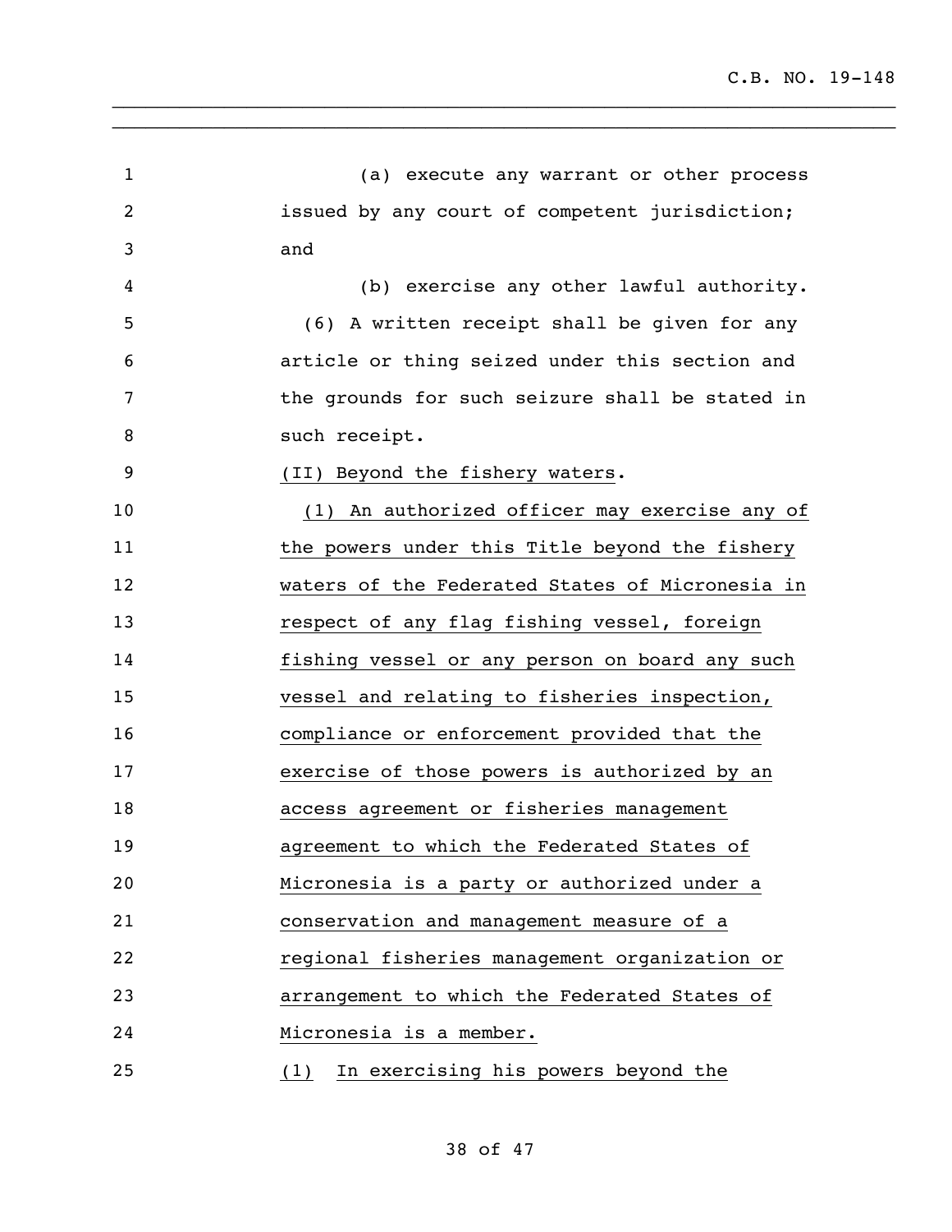(a) execute any warrant or other process issued by any court of competent jurisdiction; and

(b) exercise any other lawful authority.

(6) A written receipt shall be given for any article or thing seized under this section and the grounds for such seizure shall be stated in such receipt.

(II) Beyond the fishery waters.

(1) An authorized officer may exercise any of the powers under this Title beyond the fishery waters of the Federated States of Micronesia in respect of any flag fishing vessel, foreign fishing vessel or any person on board any such vessel and relating to fisheries inspection, compliance or enforcement provided that the exercise of those powers is authorized by an access agreement or fisheries management agreement to which the Federated States of Micronesia is a party or authorized under a conservation and management measure of a regional fisheries management organization or arrangement to which the Federated States of Micronesia is a member.

(1) In exercising his powers beyond the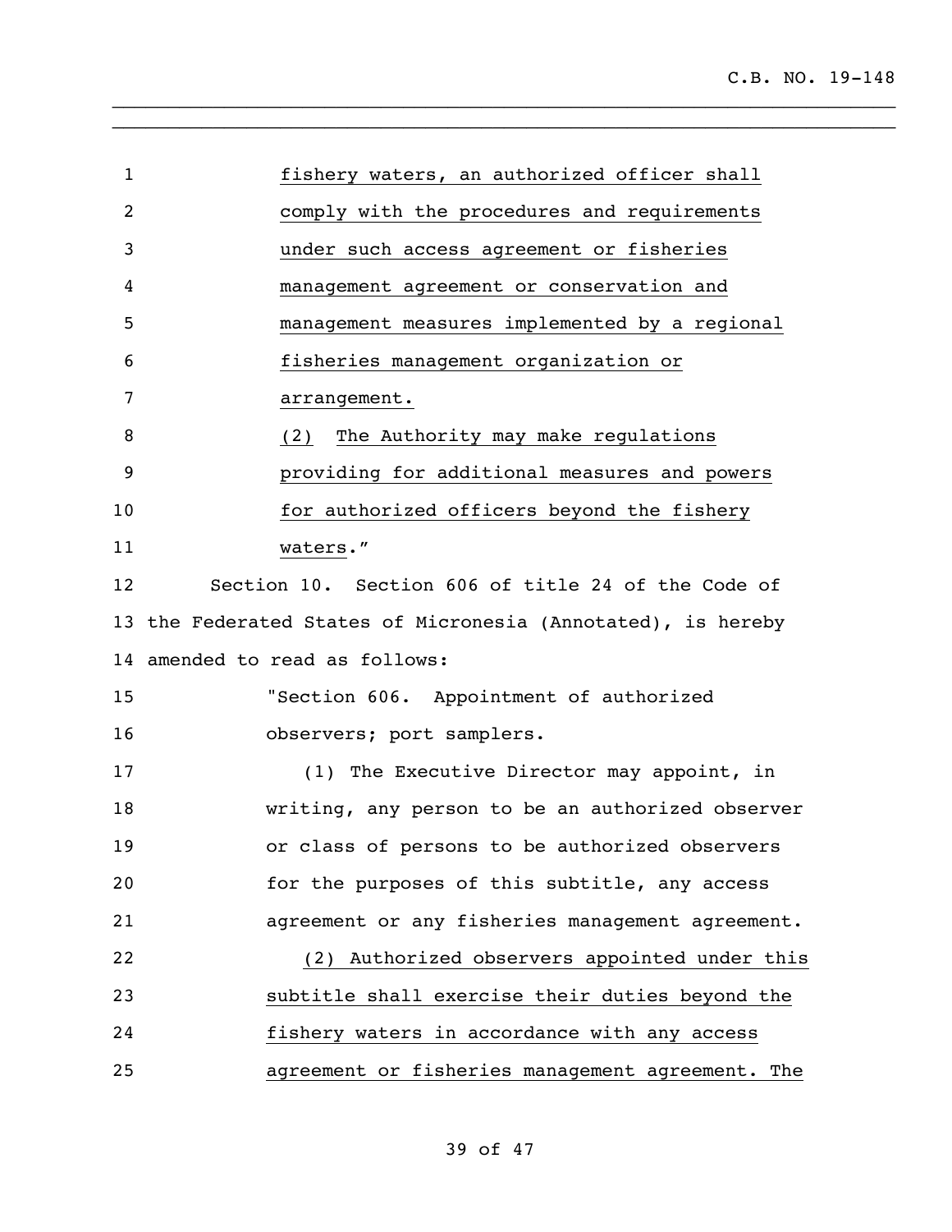fishery waters, an authorized officer shall comply with the procedures and requirements under such access agreement or fisheries management agreement or conservation and management measures implemented by a regional fisheries management organization or arrangement.

(2) The Authority may make regulations providing for additional measures and powers for authorized officers beyond the fishery waters."

Section 10. Section 606 of title 24 of the Code of the Federated States of Micronesia (Annotated), is hereby amended to read as follows:

"Section 606. Appointment of authorized observers; port samplers.

(1) The Executive Director may appoint, in writing, any person to be an authorized observer or class of persons to be authorized observers for the purposes of this subtitle, any access agreement or any fisheries management agreement.

(2) Authorized observers appointed under this subtitle shall exercise their duties beyond the fishery waters in accordance with any access agreement or fisheries management agreement. The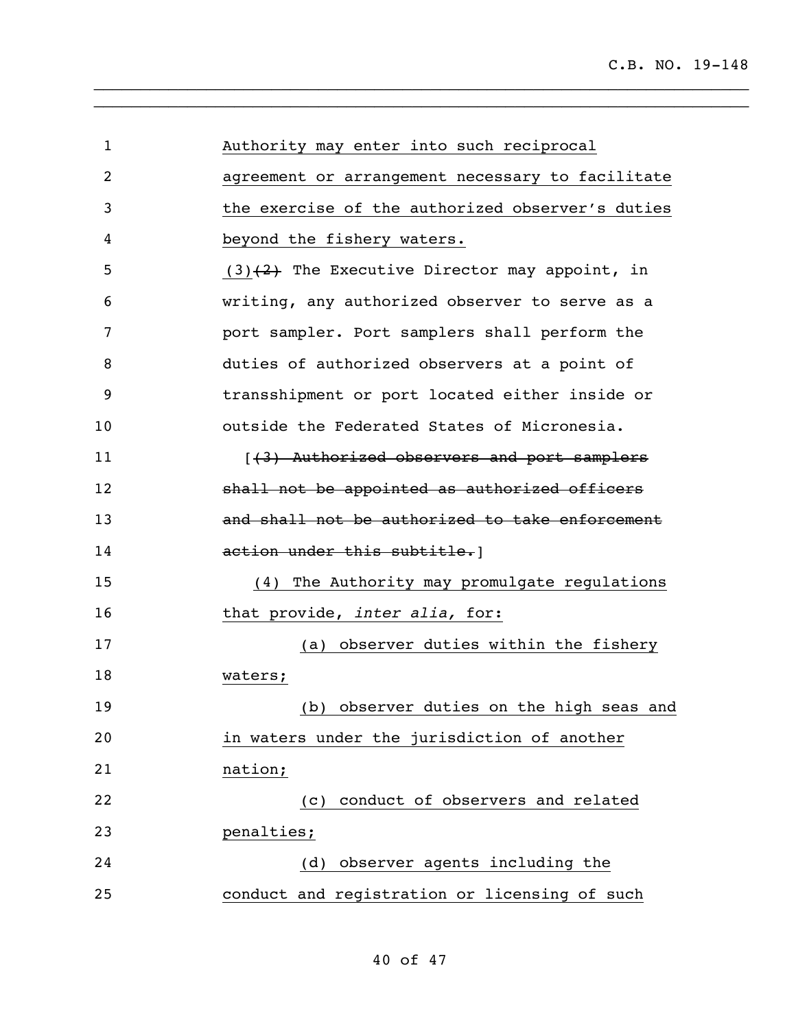Authority may enter into such reciprocal agreement or arrangement necessary to facilitate the exercise of the authorized observer's duties beyond the fishery waters.

(3)~~(2)~~ The Executive Director may appoint, in writing, any authorized observer to serve as a port sampler. Port samplers shall perform the duties of authorized observers at a point of transshipment or port located either inside or outside the Federated States of Micronesia.

[~~(3) Authorized observers and port samplers shall not be appointed as authorized officers and shall not be authorized to take enforcement action under this subtitle.~~]

(4) The Authority may promulgate regulations that provide, *inter alia,* for:

(a) observer duties within the fishery waters;

(b) observer duties on the high seas and in waters under the jurisdiction of another nation;

(c) conduct of observers and related penalties;

(d) observer agents including the conduct and registration or licensing of such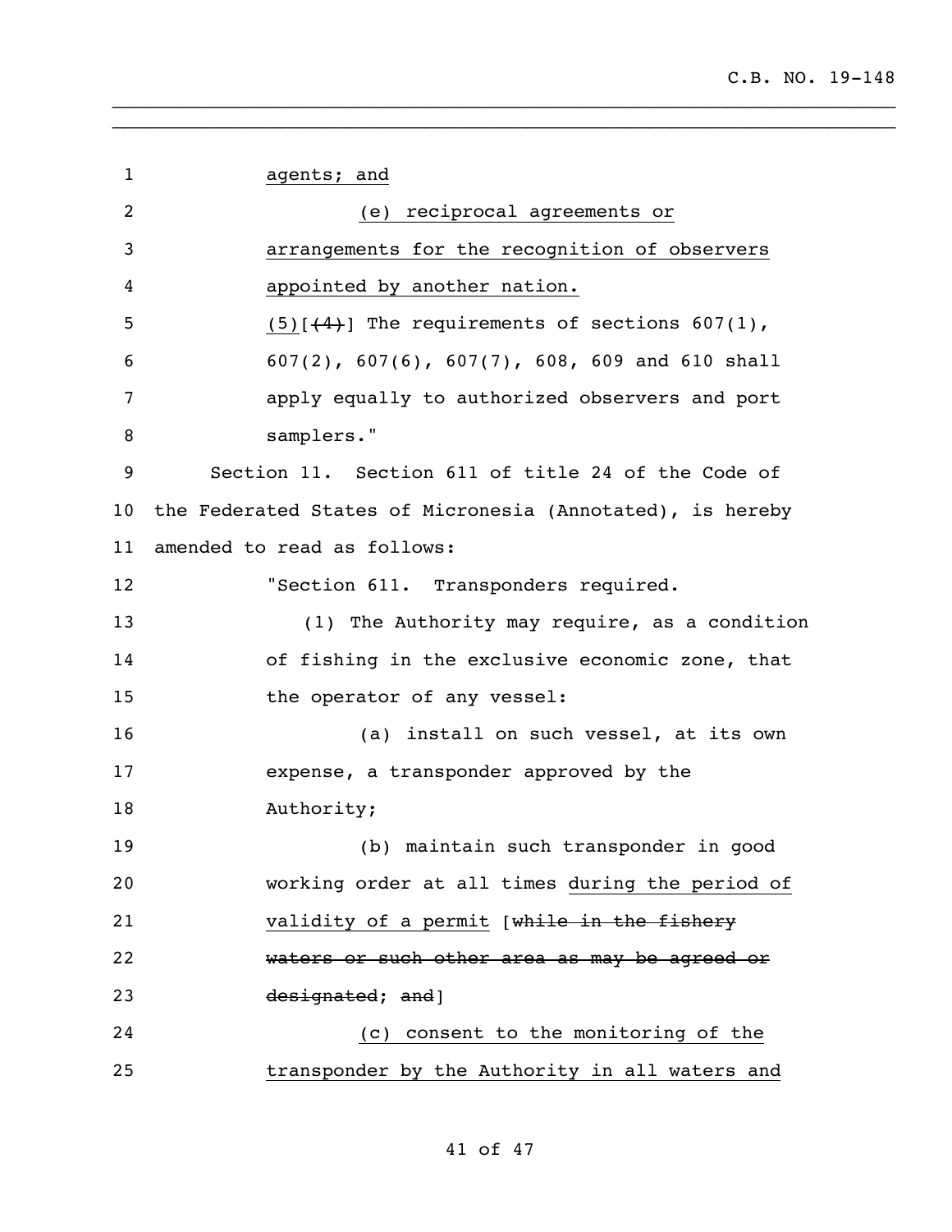agents; and

(e) reciprocal agreements or arrangements for the recognition of observers appointed by another nation.

(5)[(4)] The requirements of sections 607(1), 607(2), 607(6), 607(7), 608, 609 and 610 shall apply equally to authorized observers and port samplers."

Section 11. Section 611 of title 24 of the Code of the Federated States of Micronesia (Annotated), is hereby amended to read as follows:

"Section 611. Transponders required.

(1) The Authority may require, as a condition of fishing in the exclusive economic zone, that the operator of any vessel:

(a) install on such vessel, at its own expense, a transponder approved by the Authority;

(b) maintain such transponder in good working order at all times during the period of validity of a permit [~~while in the fishery waters or such other area as may be agreed or designated; and~~]

(c) consent to the monitoring of the transponder by the Authority in all waters and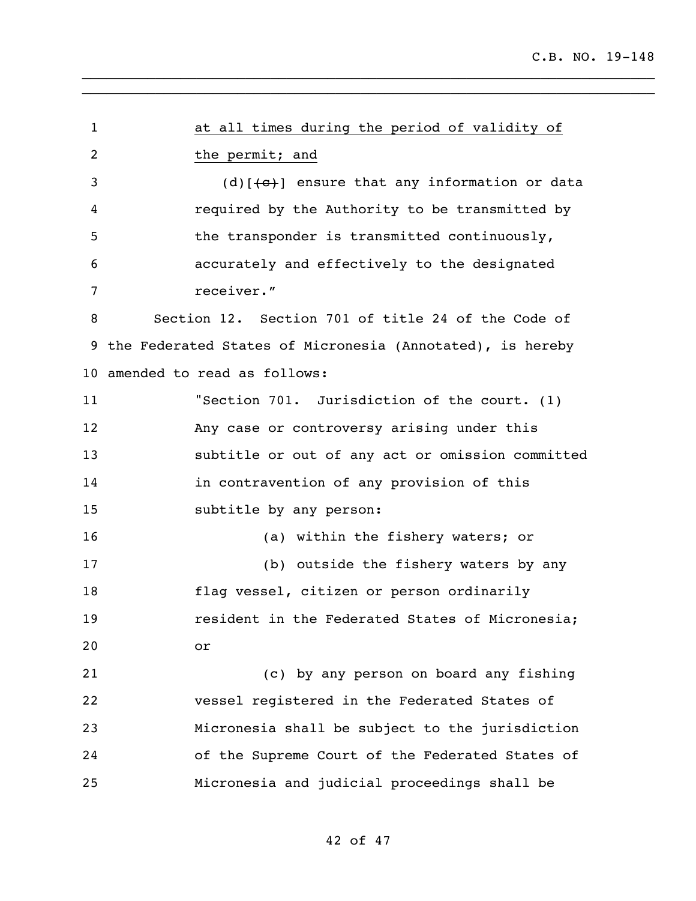at all times during the period of validity of the permit; and

(d)[~~(c)~~] ensure that any information or data required by the Authority to be transmitted by the transponder is transmitted continuously, accurately and effectively to the designated receiver."

Section 12. Section 701 of title 24 of the Code of the Federated States of Micronesia (Annotated), is hereby amended to read as follows:

"Section 701. Jurisdiction of the court. (1) Any case or controversy arising under this subtitle or out of any act or omission committed in contravention of any provision of this subtitle by any person:

(a) within the fishery waters; or

(b) outside the fishery waters by any flag vessel, citizen or person ordinarily resident in the Federated States of Micronesia; or

(c) by any person on board any fishing vessel registered in the Federated States of Micronesia shall be subject to the jurisdiction of the Supreme Court of the Federated States of Micronesia and judicial proceedings shall be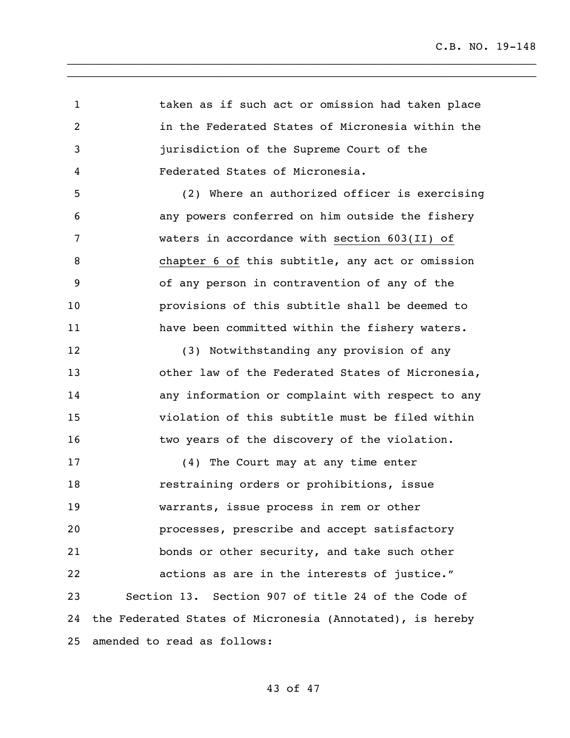taken as if such act or omission had taken place in the Federated States of Micronesia within the jurisdiction of the Supreme Court of the Federated States of Micronesia.

(2) Where an authorized officer is exercising any powers conferred on him outside the fishery waters in accordance with section 603(II) of chapter 6 of this subtitle, any act or omission of any person in contravention of any of the provisions of this subtitle shall be deemed to have been committed within the fishery waters.

(3) Notwithstanding any provision of any other law of the Federated States of Micronesia, any information or complaint with respect to any violation of this subtitle must be filed within two years of the discovery of the violation.

(4) The Court may at any time enter restraining orders or prohibitions, issue warrants, issue process in rem or other processes, prescribe and accept satisfactory bonds or other security, and take such other actions as are in the interests of justice."

Section 13. Section 907 of title 24 of the Code of the Federated States of Micronesia (Annotated), is hereby amended to read as follows: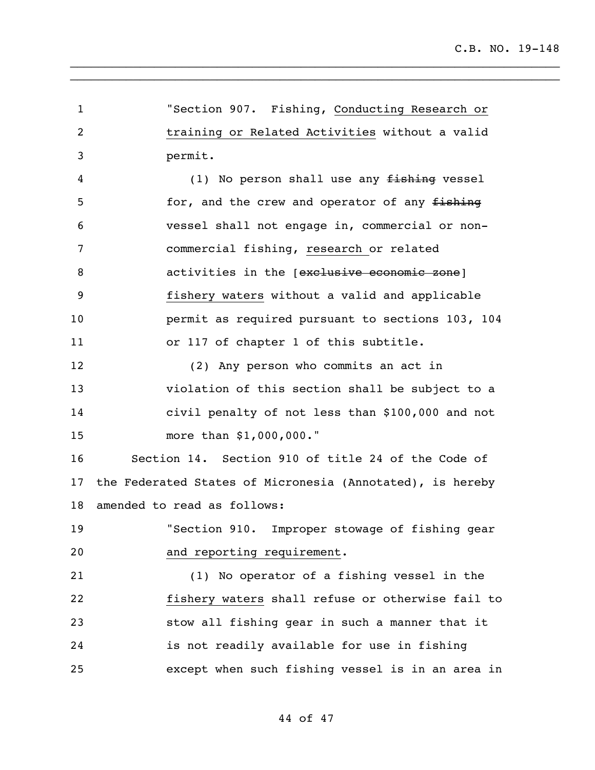"Section 907. Fishing, <u>Conducting Research or training or Related Activities</u> without a valid permit.

(1) No person shall use any ~~fishing~~ vessel for, and the crew and operator of any ~~fishing~~ vessel shall not engage in, commercial or non-commercial fishing, <u>research</u> or related activities in the [~~exclusive economic zone~~] <u>fishery waters</u> without a valid and applicable permit as required pursuant to sections 103, 104 or 117 of chapter 1 of this subtitle.

(2) Any person who commits an act in violation of this section shall be subject to a civil penalty of not less than $100,000 and not more than $1,000,000."

Section 14. Section 910 of title 24 of the Code of the Federated States of Micronesia (Annotated), is hereby amended to read as follows:

"Section 910. Improper stowage of fishing gear <u>and reporting requirement</u>.

(1) No operator of a fishing vessel in the <u>fishery waters</u> shall refuse or otherwise fail to stow all fishing gear in such a manner that it is not readily available for use in fishing except when such fishing vessel is in an area in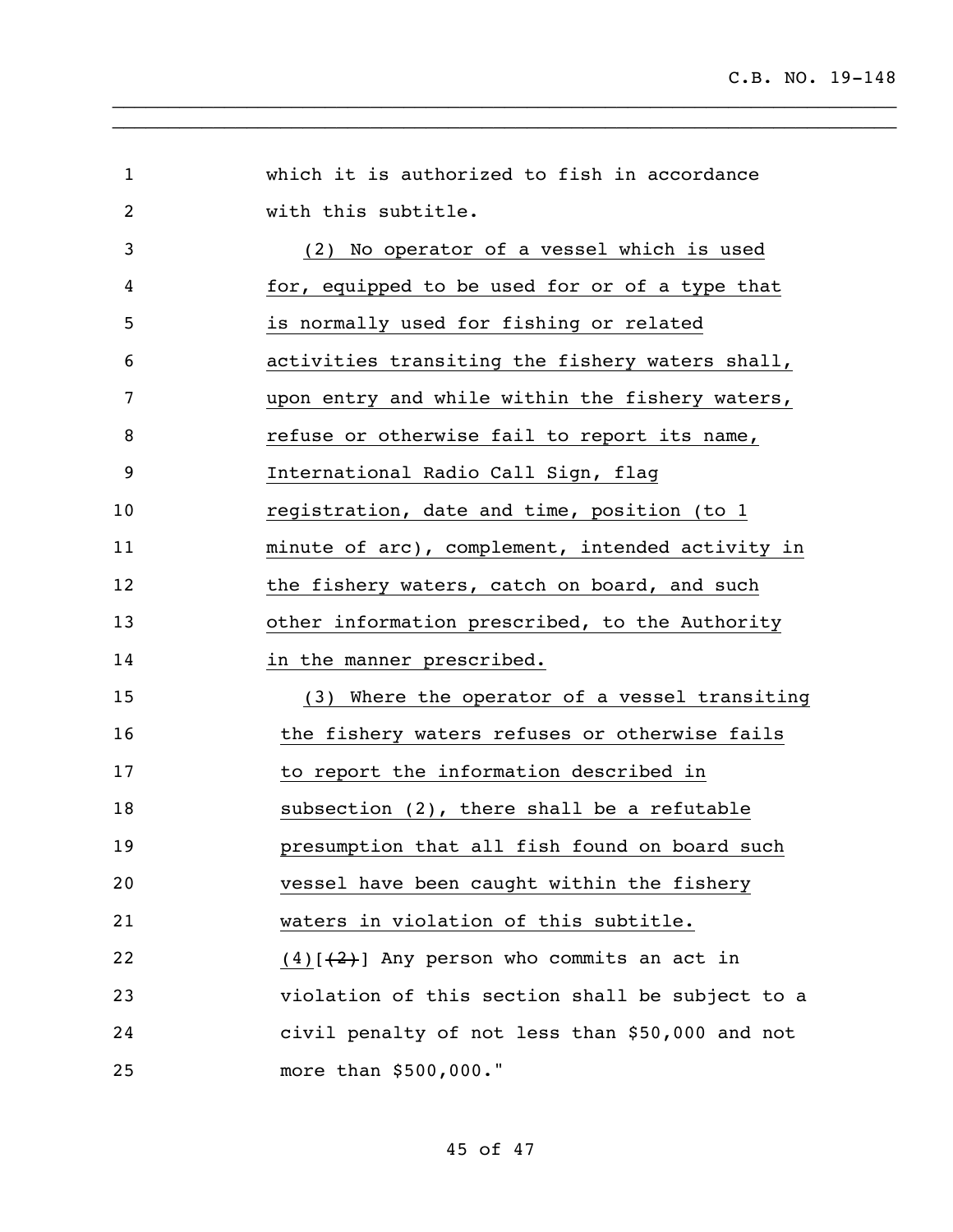which it is authorized to fish in accordance with this subtitle.

(2) No operator of a vessel which is used for, equipped to be used for or of a type that is normally used for fishing or related activities transiting the fishery waters shall, upon entry and while within the fishery waters, refuse or otherwise fail to report its name, International Radio Call Sign, flag registration, date and time, position (to 1 minute of arc), complement, intended activity in the fishery waters, catch on board, and such other information prescribed, to the Authority in the manner prescribed.

(3) Where the operator of a vessel transiting the fishery waters refuses or otherwise fails to report the information described in subsection (2), there shall be a refutable presumption that all fish found on board such vessel have been caught within the fishery waters in violation of this subtitle.

(4)[~~(2)~~] Any person who commits an act in violation of this section shall be subject to a civil penalty of not less than $50,000 and not more than $500,000."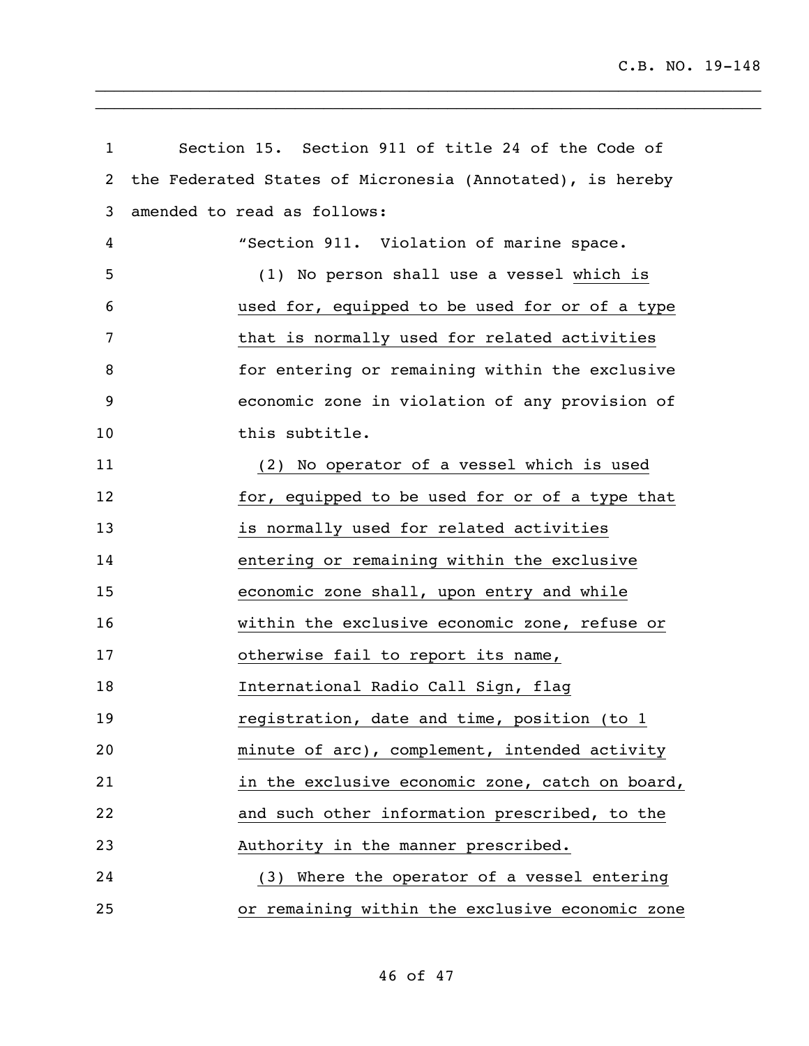Section 15. Section 911 of title 24 of the Code of the Federated States of Micronesia (Annotated), is hereby amended to read as follows:

"Section 911. Violation of marine space.

(1) No person shall use a vessel which is used for, equipped to be used for or of a type that is normally used for related activities for entering or remaining within the exclusive economic zone in violation of any provision of this subtitle.

(2) No operator of a vessel which is used for, equipped to be used for or of a type that is normally used for related activities entering or remaining within the exclusive economic zone shall, upon entry and while within the exclusive economic zone, refuse or otherwise fail to report its name, International Radio Call Sign, flag registration, date and time, position (to 1 minute of arc), complement, intended activity in the exclusive economic zone, catch on board, and such other information prescribed, to the Authority in the manner prescribed.

(3) Where the operator of a vessel entering or remaining within the exclusive economic zone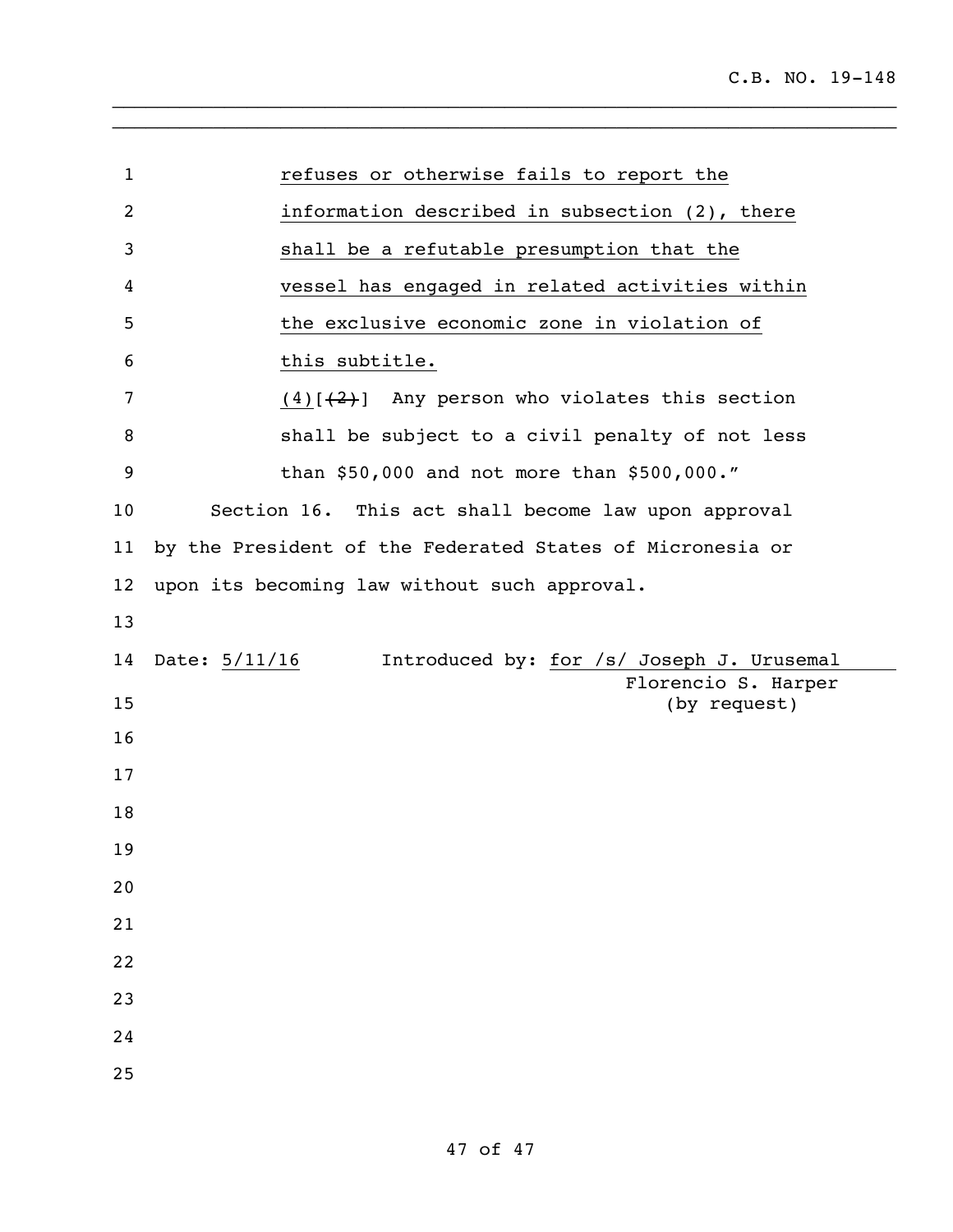refuses or otherwise fails to report the information described in subsection (2), there shall be a refutable presumption that the vessel has engaged in related activities within the exclusive economic zone in violation of this subtitle.

(4)[~~(2)~~] Any person who violates this section shall be subject to a civil penalty of not less than $50,000 and not more than $500,000."

Section 16. This act shall become law upon approval by the President of the Federated States of Micronesia or upon its becoming law without such approval.

Date: 5/11/16 Introduced by: for /s/ Joseph J. Urusemal

Florencio S. Harper
(by request)